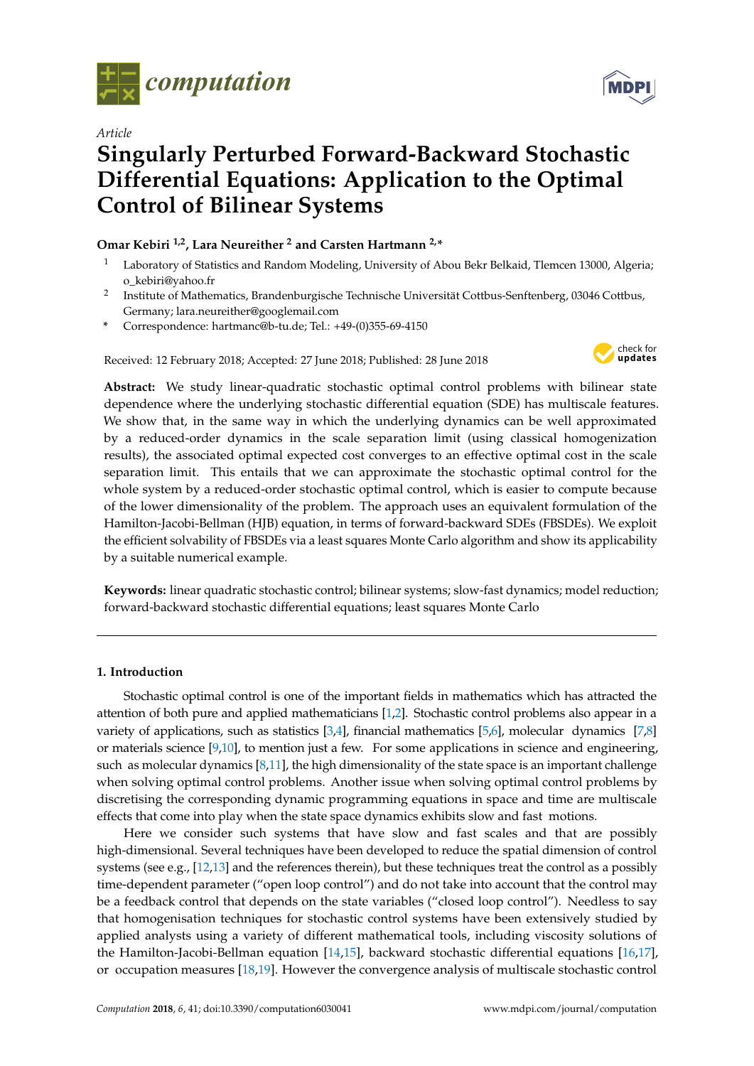*computation*

Article

# Singularly Perturbed Forward-Backward Stochastic Differential Equations: Application to the Optimal Control of Bilinear Systems

**Omar Kebiri [1,2], Lara Neureither [2] and Carsten Hartmann [2,*]**

[1] Laboratory of Statistics and Random Modeling, University of Abou Bekr Belkaid, Tlemcen 13000, Algeria; o_kebiri@yahoo.fr

[2] Institute of Mathematics, Brandenburgische Technische Universität Cottbus-Senftenberg, 03046 Cottbus, Germany; lara.neureither@googlemail.com

[*] Correspondence: hartmanc@b-tu.de; Tel.: +49-(0)355-69-4150

Received: 12 February 2018; Accepted: 27 June 2018; Published: 28 June 2018

**Abstract:** We study linear-quadratic stochastic optimal control problems with bilinear state dependence where the underlying stochastic differential equation (SDE) has multiscale features. We show that, in the same way in which the underlying dynamics can be well approximated by a reduced-order dynamics in the scale separation limit (using classical homogenization results), the associated optimal expected cost converges to an effective optimal cost in the scale separation limit. This entails that we can approximate the stochastic optimal control for the whole system by a reduced-order stochastic optimal control, which is easier to compute because of the lower dimensionality of the problem. The approach uses an equivalent formulation of the Hamilton-Jacobi-Bellman (HJB) equation, in terms of forward-backward SDEs (FBSDEs). We exploit the efficient solvability of FBSDEs via a least squares Monte Carlo algorithm and show its applicability by a suitable numerical example.

**Keywords:** linear quadratic stochastic control; bilinear systems; slow-fast dynamics; model reduction; forward-backward stochastic differential equations; least squares Monte Carlo

## 1. Introduction

Stochastic optimal control is one of the important fields in mathematics which has attracted the attention of both pure and applied mathematicians [1,2]. Stochastic control problems also appear in a variety of applications, such as statistics [3,4], financial mathematics [5,6], molecular dynamics [7,8] or materials science [9,10], to mention just a few. For some applications in science and engineering, such as molecular dynamics [8,11], the high dimensionality of the state space is an important challenge when solving optimal control problems. Another issue when solving optimal control problems by discretising the corresponding dynamic programming equations in space and time are multiscale effects that come into play when the state space dynamics exhibits slow and fast motions.

Here we consider such systems that have slow and fast scales and that are possibly high-dimensional. Several techniques have been developed to reduce the spatial dimension of control systems (see e.g., [12,13] and the references therein), but these techniques treat the control as a possibly time-dependent parameter ("open loop control") and do not take into account that the control may be a feedback control that depends on the state variables ("closed loop control"). Needless to say that homogenisation techniques for stochastic control systems have been extensively studied by applied analysts using a variety of different mathematical tools, including viscosity solutions of the Hamilton-Jacobi-Bellman equation [14,15], backward stochastic differential equations [16,17], or occupation measures [18,19]. However the convergence analysis of multiscale stochastic control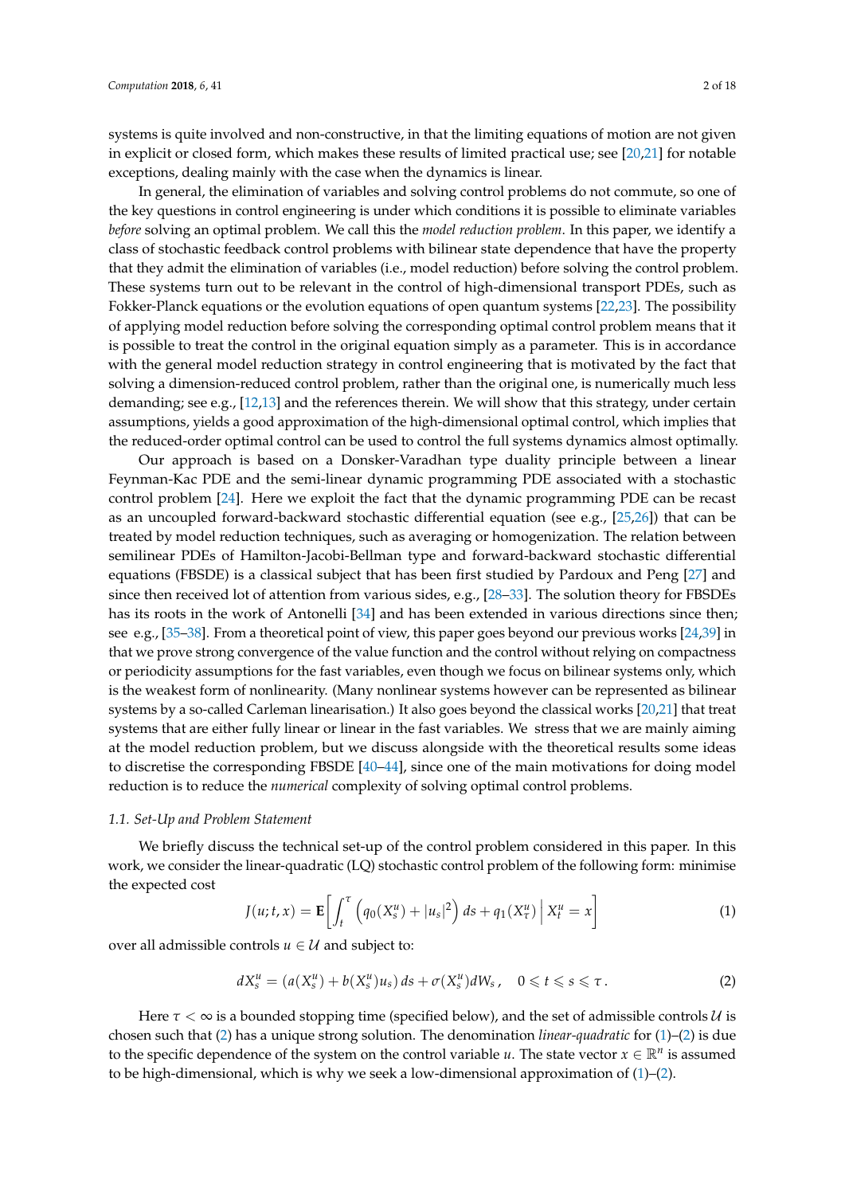systems is quite involved and non-constructive, in that the limiting equations of motion are not given in explicit or closed form, which makes these results of limited practical use; see [20,21] for notable exceptions, dealing mainly with the case when the dynamics is linear.

In general, the elimination of variables and solving control problems do not commute, so one of the key questions in control engineering is under which conditions it is possible to eliminate variables *before* solving an optimal problem. We call this the *model reduction problem*. In this paper, we identify a class of stochastic feedback control problems with bilinear state dependence that have the property that they admit the elimination of variables (i.e., model reduction) before solving the control problem. These systems turn out to be relevant in the control of high-dimensional transport PDEs, such as Fokker-Planck equations or the evolution equations of open quantum systems [22,23]. The possibility of applying model reduction before solving the corresponding optimal control problem means that it is possible to treat the control in the original equation simply as a parameter. This is in accordance with the general model reduction strategy in control engineering that is motivated by the fact that solving a dimension-reduced control problem, rather than the original one, is numerically much less demanding; see e.g., [12,13] and the references therein. We will show that this strategy, under certain assumptions, yields a good approximation of the high-dimensional optimal control, which implies that the reduced-order optimal control can be used to control the full systems dynamics almost optimally.

Our approach is based on a Donsker-Varadhan type duality principle between a linear Feynman-Kac PDE and the semi-linear dynamic programming PDE associated with a stochastic control problem [24]. Here we exploit the fact that the dynamic programming PDE can be recast as an uncoupled forward-backward stochastic differential equation (see e.g., [25,26]) that can be treated by model reduction techniques, such as averaging or homogenization. The relation between semilinear PDEs of Hamilton-Jacobi-Bellman type and forward-backward stochastic differential equations (FBSDE) is a classical subject that has been first studied by Pardoux and Peng [27] and since then received lot of attention from various sides, e.g., [28–33]. The solution theory for FBSDEs has its roots in the work of Antonelli [34] and has been extended in various directions since then; see e.g., [35–38]. From a theoretical point of view, this paper goes beyond our previous works [24,39] in that we prove strong convergence of the value function and the control without relying on compactness or periodicity assumptions for the fast variables, even though we focus on bilinear systems only, which is the weakest form of nonlinearity. (Many nonlinear systems however can be represented as bilinear systems by a so-called Carleman linearisation.) It also goes beyond the classical works [20,21] that treat systems that are either fully linear or linear in the fast variables. We stress that we are mainly aiming at the model reduction problem, but we discuss alongside with the theoretical results some ideas to discretise the corresponding FBSDE [40–44], since one of the main motivations for doing model reduction is to reduce the *numerical* complexity of solving optimal control problems.

### 1.1. Set-Up and Problem Statement

We briefly discuss the technical set-up of the control problem considered in this paper. In this work, we consider the linear-quadratic (LQ) stochastic control problem of the following form: minimise the expected cost

$$J(u;t,x) = \mathbf{E}\left[\int_t^\tau \left(q_0(X_s^u) + |u_s|^2\right) ds + q_1(X_\tau^u) \,\middle|\, X_t^u = x\right] \tag{1}$$

over all admissible controls $u \in \mathcal{U}$ and subject to:

$$dX_s^u = (a(X_s^u) + b(X_s^u)u_s)\,ds + \sigma(X_s^u)dW_s\,, \quad 0 \leqslant t \leqslant s \leqslant \tau\,. \tag{2}$$

Here $\tau < \infty$ is a bounded stopping time (specified below), and the set of admissible controls $\mathcal{U}$ is chosen such that (2) has a unique strong solution. The denomination *linear-quadratic* for (1)–(2) is due to the specific dependence of the system on the control variable $u$. The state vector $x \in \mathbb{R}^n$ is assumed to be high-dimensional, which is why we seek a low-dimensional approximation of (1)–(2).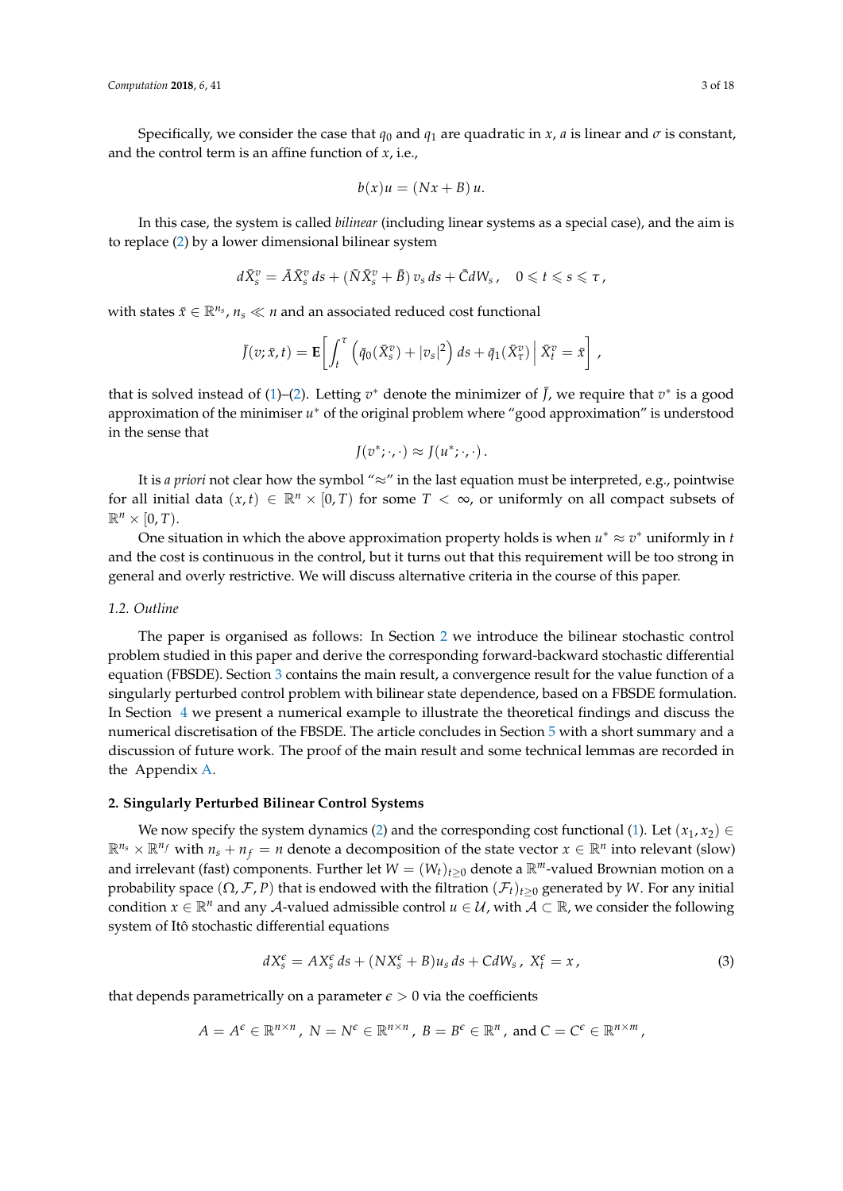Specifically, we consider the case that $q_0$ and $q_1$ are quadratic in $x$, $a$ is linear and $\sigma$ is constant, and the control term is an affine function of $x$, i.e.,

$$b(x)u = (Nx + B)\,u.$$

In this case, the system is called *bilinear* (including linear systems as a special case), and the aim is to replace (2) by a lower dimensional bilinear system

$$d\bar{X}^v_s = \bar{A}\bar{X}^v_s\,ds + (\bar{N}\bar{X}^v_s + \bar{B})\,v_s\,ds + \bar{C}dW_s\,, \quad 0 \leqslant t \leqslant s \leqslant \tau\,,$$

with states $\bar{x} \in \mathbb{R}^{n_s}$, $n_s \ll n$ and an associated reduced cost functional

$$\bar{J}(v; \bar{x}, t) = \mathbf{E}\left[\int_t^\tau \left(\bar{q}_0(\bar{X}^v_s) + |v_s|^2\right) ds + \bar{q}_1(\bar{X}^v_\tau)\,\middle|\, \bar{X}^v_t = \bar{x}\right]\,,$$

that is solved instead of (1)–(2). Letting $v^*$ denote the minimizer of $\bar{J}$, we require that $v^*$ is a good approximation of the minimiser $u^*$ of the original problem where "good approximation" is understood in the sense that

$$J(v^*; \cdot, \cdot) \approx J(u^*; \cdot, \cdot)\,.$$

It is *a priori* not clear how the symbol "$\approx$" in the last equation must be interpreted, e.g., pointwise for all initial data $(x, t) \in \mathbb{R}^n \times [0, T)$ for some $T < \infty$, or uniformly on all compact subsets of $\mathbb{R}^n \times [0, T)$.

One situation in which the above approximation property holds is when $u^* \approx v^*$ uniformly in $t$ and the cost is continuous in the control, but it turns out that this requirement will be too strong in general and overly restrictive. We will discuss alternative criteria in the course of this paper.

### 1.2. Outline

The paper is organised as follows: In Section 2 we introduce the bilinear stochastic control problem studied in this paper and derive the corresponding forward-backward stochastic differential equation (FBSDE). Section 3 contains the main result, a convergence result for the value function of a singularly perturbed control problem with bilinear state dependence, based on a FBSDE formulation. In Section 4 we present a numerical example to illustrate the theoretical findings and discuss the numerical discretisation of the FBSDE. The article concludes in Section 5 with a short summary and a discussion of future work. The proof of the main result and some technical lemmas are recorded in the Appendix A.

## 2. Singularly Perturbed Bilinear Control Systems

We now specify the system dynamics (2) and the corresponding cost functional (1). Let $(x_1, x_2) \in \mathbb{R}^{n_s} \times \mathbb{R}^{n_f}$ with $n_s + n_f = n$ denote a decomposition of the state vector $x \in \mathbb{R}^n$ into relevant (slow) and irrelevant (fast) components. Further let $W = (W_t)_{t \geq 0}$ denote a $\mathbb{R}^m$-valued Brownian motion on a probability space $(\Omega, \mathcal{F}, P)$ that is endowed with the filtration $(\mathcal{F}_t)_{t \geq 0}$ generated by $W$. For any initial condition $x \in \mathbb{R}^n$ and any $\mathcal{A}$-valued admissible control $u \in \mathcal{U}$, with $\mathcal{A} \subset \mathbb{R}$, we consider the following system of Itô stochastic differential equations

$$dX^\epsilon_s = AX^\epsilon_s\,ds + (NX^\epsilon_s + B)u_s\,ds + CdW_s\,,\; X^\epsilon_t = x\,, \tag{3}$$

that depends parametrically on a parameter $\epsilon > 0$ via the coefficients

$$A = A^\epsilon \in \mathbb{R}^{n \times n}\,,\; N = N^\epsilon \in \mathbb{R}^{n \times n}\,,\; B = B^\epsilon \in \mathbb{R}^n\,,\text{ and } C = C^\epsilon \in \mathbb{R}^{n \times m}\,,$$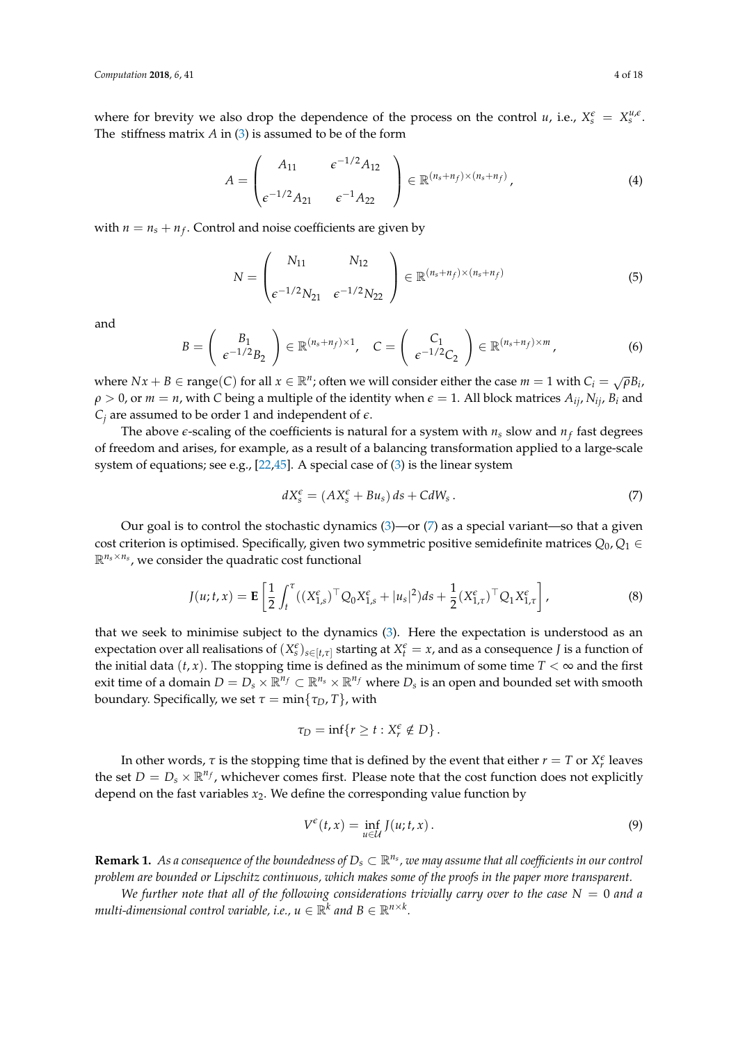where for brevity we also drop the dependence of the process on the control $u$, i.e., $X_s^\epsilon = X_s^{u,\epsilon}$. The stiffness matrix $A$ in (3) is assumed to be of the form

$$A = \begin{pmatrix} A_{11} & \epsilon^{-1/2} A_{12} \\ \epsilon^{-1/2} A_{21} & \epsilon^{-1} A_{22} \end{pmatrix} \in \mathbb{R}^{(n_s+n_f)\times(n_s+n_f)}, \tag{4}$$

with $n = n_s + n_f$. Control and noise coefficients are given by

$$N = \begin{pmatrix} N_{11} & N_{12} \\ \epsilon^{-1/2} N_{21} & \epsilon^{-1/2} N_{22} \end{pmatrix} \in \mathbb{R}^{(n_s+n_f)\times(n_s+n_f)} \tag{5}$$

and

$$B = \begin{pmatrix} B_1 \\ \epsilon^{-1/2} B_2 \end{pmatrix} \in \mathbb{R}^{(n_s+n_f)\times 1}, \quad C = \begin{pmatrix} C_1 \\ \epsilon^{-1/2} C_2 \end{pmatrix} \in \mathbb{R}^{(n_s+n_f)\times m}, \tag{6}$$

where $Nx + B \in \operatorname{range}(C)$ for all $x \in \mathbb{R}^n$; often we will consider either the case $m = 1$ with $C_i = \sqrt{\rho} B_i$, $\rho > 0$, or $m = n$, with $C$ being a multiple of the identity when $\epsilon = 1$. All block matrices $A_{ij}$, $N_{ij}$, $B_i$ and $C_j$ are assumed to be order 1 and independent of $\epsilon$.

The above $\epsilon$-scaling of the coefficients is natural for a system with $n_s$ slow and $n_f$ fast degrees of freedom and arises, for example, as a result of a balancing transformation applied to a large-scale system of equations; see e.g., [22,45]. A special case of (3) is the linear system

$$dX_s^\epsilon = (AX_s^\epsilon + Bu_s)\, ds + C dW_s\,. \tag{7}$$

Our goal is to control the stochastic dynamics (3)—or (7) as a special variant—so that a given cost criterion is optimised. Specifically, given two symmetric positive semidefinite matrices $Q_0, Q_1 \in \mathbb{R}^{n_s \times n_s}$, we consider the quadratic cost functional

$$J(u;t,x) = \mathbf{E}\left[\frac{1}{2}\int_t^\tau ((X_{1,s}^\epsilon)^\top Q_0 X_{1,s}^\epsilon + |u_s|^2) ds + \frac{1}{2}(X_{1,\tau}^\epsilon)^\top Q_1 X_{1,\tau}^\epsilon\right], \tag{8}$$

that we seek to minimise subject to the dynamics (3). Here the expectation is understood as an expectation over all realisations of $(X_s^\epsilon)_{s\in[t,\tau]}$ starting at $X_t^\epsilon = x$, and as a consequence $J$ is a function of the initial data $(t, x)$. The stopping time is defined as the minimum of some time $T < \infty$ and the first exit time of a domain $D = D_s \times \mathbb{R}^{n_f} \subset \mathbb{R}^{n_s} \times \mathbb{R}^{n_f}$ where $D_s$ is an open and bounded set with smooth boundary. Specifically, we set $\tau = \min\{\tau_D, T\}$, with

$$\tau_D = \inf\{r \geq t : X_r^\epsilon \notin D\}\,.$$

In other words, $\tau$ is the stopping time that is defined by the event that either $r = T$ or $X_r^\epsilon$ leaves the set $D = D_s \times \mathbb{R}^{n_f}$, whichever comes first. Please note that the cost function does not explicitly depend on the fast variables $x_2$. We define the corresponding value function by

$$V^\epsilon(t,x) = \inf_{u\in\mathcal{U}} J(u;t,x)\,. \tag{9}$$

**Remark 1.** *As a consequence of the boundedness of $D_s \subset \mathbb{R}^{n_s}$, we may assume that all coefficients in our control problem are bounded or Lipschitz continuous, which makes some of the proofs in the paper more transparent.*

*We further note that all of the following considerations trivially carry over to the case $N = 0$ and a multi-dimensional control variable, i.e., $u \in \mathbb{R}^k$ and $B \in \mathbb{R}^{n\times k}$.*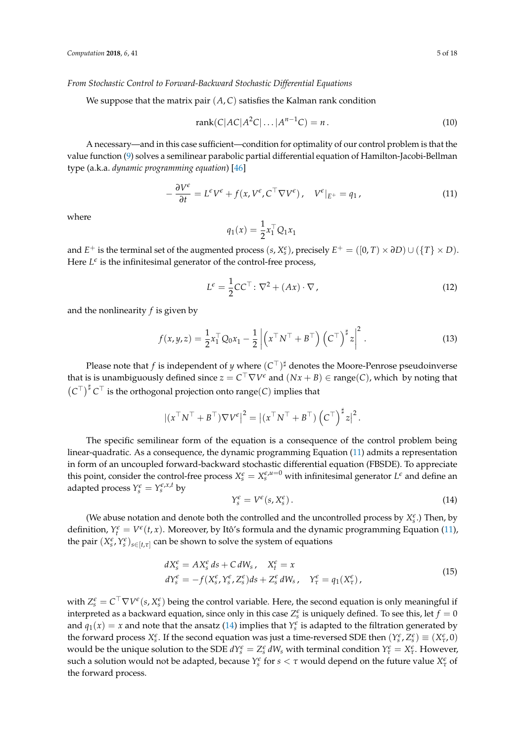*From Stochastic Control to Forward-Backward Stochastic Differential Equations*

We suppose that the matrix pair $(A, C)$ satisfies the Kalman rank condition

$$
\operatorname{rank}(C|AC|A^2C|\dots|A^{n-1}C) = n\,. \tag{10}
$$

A necessary—and in this case sufficient—condition for optimality of our control problem is that the value function (9) solves a semilinear parabolic partial differential equation of Hamilton-Jacobi-Bellman type (a.k.a. *dynamic programming equation*) [46]

$$
-\frac{\partial V^\epsilon}{\partial t} = L^\epsilon V^\epsilon + f(x, V^\epsilon, C^\top \nabla V^\epsilon)\,, \quad V^\epsilon|_{E^+} = q_1\,, \tag{11}
$$

where

$$
q_1(x) = \frac{1}{2} x_1^\top Q_1 x_1
$$

and $E^+$ is the terminal set of the augmented process $(s, X_s^\epsilon)$, precisely $E^+ = ([0, T) \times \partial D) \cup (\{T\} \times D)$. Here $L^\epsilon$ is the infinitesimal generator of the control-free process,

$$
L^\epsilon = \frac{1}{2} CC^\top : \nabla^2 + (Ax) \cdot \nabla\,, \tag{12}
$$

and the nonlinearity $f$ is given by

$$
f(x, y, z) = \frac{1}{2} x_1^\top Q_0 x_1 - \frac{1}{2} \left| \left( x^\top N^\top + B^\top \right) \left( C^\top \right)^\sharp z \right|^2 . \tag{13}
$$

Please note that $f$ is independent of $y$ where $(C^\top)^\sharp$ denotes the Moore-Penrose pseudoinverse that is is unambiguously defined since $z = C^\top \nabla V^\epsilon$ and $(Nx + B) \in \operatorname{range}(C)$, which by noting that $\left(C^\top\right)^\sharp C^\top$ is the orthogonal projection onto $\operatorname{range}(C)$ implies that

$$
|(x^\top N^\top + B^\top) \nabla V^\epsilon|^2 = |(x^\top N^\top + B^\top) \left(C^\top\right)^\sharp z|^2 .
$$

The specific semilinear form of the equation is a consequence of the control problem being linear-quadratic. As a consequence, the dynamic programming Equation (11) admits a representation in form of an uncoupled forward-backward stochastic differential equation (FBSDE). To appreciate this point, consider the control-free process $X_s^\epsilon = X_s^{\epsilon, u=0}$ with infinitesimal generator $L^\epsilon$ and define an adapted process $Y_s^\epsilon = Y_s^{\epsilon, x, t}$ by

$$
Y_s^\epsilon = V^\epsilon(s, X_s^\epsilon)\,. \tag{14}
$$

(We abuse notation and denote both the controlled and the uncontrolled process by $X_s^\epsilon$.) Then, by definition, $Y_t^\epsilon = V^\epsilon(t, x)$. Moreover, by Itô's formula and the dynamic programming Equation (11), the pair $(X_s^\epsilon, Y_s^\epsilon)_{s \in [t, \tau]}$ can be shown to solve the system of equations

$$
\begin{aligned}
dX_s^\epsilon &= AX_s^\epsilon\, ds + C\, dW_s\,, \quad X_t^\epsilon = x \\
dY_s^\epsilon &= -f(X_s^\epsilon, Y_s^\epsilon, Z_s^\epsilon) ds + Z_s^\epsilon\, dW_s\,, \quad Y_\tau^\epsilon = q_1(X_\tau^\epsilon)\,,
\end{aligned} \tag{15}
$$

with $Z_s^\epsilon = C^\top \nabla V^\epsilon(s, X_s^\epsilon)$ being the control variable. Here, the second equation is only meaningful if interpreted as a backward equation, since only in this case $Z_s^\epsilon$ is uniquely defined. To see this, let $f = 0$ and $q_1(x) = x$ and note that the ansatz (14) implies that $Y_s^\epsilon$ is adapted to the filtration generated by the forward process $X_s^\epsilon$. If the second equation was just a time-reversed SDE then $(Y_s^\epsilon, Z_s^\epsilon) \equiv (X_\tau^\epsilon, 0)$ would be the unique solution to the SDE $dY_s^\epsilon = Z_s^\epsilon\, dW_s$ with terminal condition $Y_\tau^\epsilon = X_\tau^\epsilon$. However, such a solution would not be adapted, because $Y_s^\epsilon$ for $s < \tau$ would depend on the future value $X_\tau^\epsilon$ of the forward process.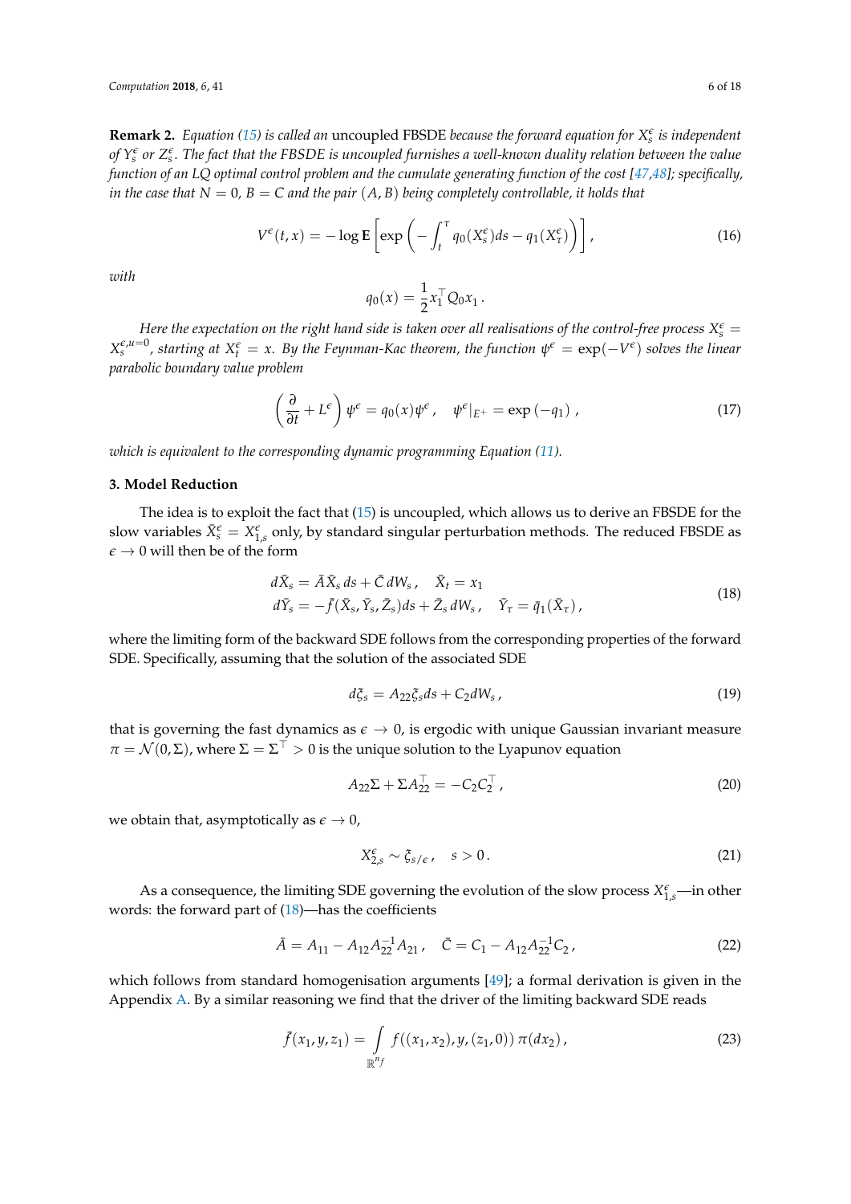**Remark 2.** *Equation (15) is called an* uncoupled FBSDE *because the forward equation for $X_s^\epsilon$ is independent of $Y_s^\epsilon$ or $Z_s^\epsilon$. The fact that the FBSDE is uncoupled furnishes a well-known duality relation between the value function of an LQ optimal control problem and the cumulate generating function of the cost [47,48]; specifically, in the case that $N = 0$, $B = C$ and the pair $(A, B)$ being completely controllable, it holds that*

$$
V^\epsilon(t,x) = -\log \mathbf{E}\left[\exp\left(-\int_t^\tau q_0(X_s^\epsilon)ds - q_1(X_\tau^\epsilon)\right)\right], \tag{16}
$$

*with*

$$
q_0(x) = \frac{1}{2}x_1^\top Q_0 x_1 .
$$

*Here the expectation on the right hand side is taken over all realisations of the control-free process $X_s^\epsilon = X_s^{\epsilon,u=0}$, starting at $X_t^\epsilon = x$. By the Feynman-Kac theorem, the function $\psi^\epsilon = \exp(-V^\epsilon)$ solves the linear parabolic boundary value problem*

$$
\left(\frac{\partial}{\partial t} + L^\epsilon\right)\psi^\epsilon = q_0(x)\psi^\epsilon , \quad \psi^\epsilon|_{E^+} = \exp\left(-q_1\right), \tag{17}
$$

*which is equivalent to the corresponding dynamic programming Equation (11).*

## 3. Model Reduction

The idea is to exploit the fact that (15) is uncoupled, which allows us to derive an FBSDE for the slow variables $\bar{X}_s^\epsilon = X_{1,s}^\epsilon$ only, by standard singular perturbation methods. The reduced FBSDE as $\epsilon \to 0$ will then be of the form

$$
\begin{aligned}
d\bar{X}_s &= \bar{A}\bar{X}_s\, ds + \bar{C}\, dW_s , \quad \bar{X}_t = x_1 \\
d\bar{Y}_s &= -\bar{f}(\bar{X}_s, \bar{Y}_s, \bar{Z}_s)ds + \bar{Z}_s\, dW_s , \quad \bar{Y}_\tau = \bar{q}_1(\bar{X}_\tau),
\end{aligned} \tag{18}
$$

where the limiting form of the backward SDE follows from the corresponding properties of the forward SDE. Specifically, assuming that the solution of the associated SDE

$$
d\xi_s = A_{22}\xi_s ds + C_2 dW_s , \tag{19}
$$

that is governing the fast dynamics as $\epsilon \to 0$, is ergodic with unique Gaussian invariant measure $\pi = \mathcal{N}(0, \Sigma)$, where $\Sigma = \Sigma^\top > 0$ is the unique solution to the Lyapunov equation

$$
A_{22}\Sigma + \Sigma A_{22}^\top = -C_2 C_2^\top , \tag{20}
$$

we obtain that, asymptotically as $\epsilon \to 0$,

$$
X_{2,s}^\epsilon \sim \xi_{s/\epsilon} , \quad s > 0 . \tag{21}
$$

As a consequence, the limiting SDE governing the evolution of the slow process $X_{1,s}^\epsilon$—in other words: the forward part of (18)—has the coefficients

$$
\bar{A} = A_{11} - A_{12}A_{22}^{-1}A_{21} , \quad \bar{C} = C_1 - A_{12}A_{22}^{-1}C_2 , \tag{22}
$$

which follows from standard homogenisation arguments [49]; a formal derivation is given in the Appendix A. By a similar reasoning we find that the driver of the limiting backward SDE reads

$$
\bar{f}(x_1, y, z_1) = \int_{\mathbb{R}^{n_f}} f((x_1, x_2), y, (z_1, 0))\, \pi(dx_2) , \tag{23}
$$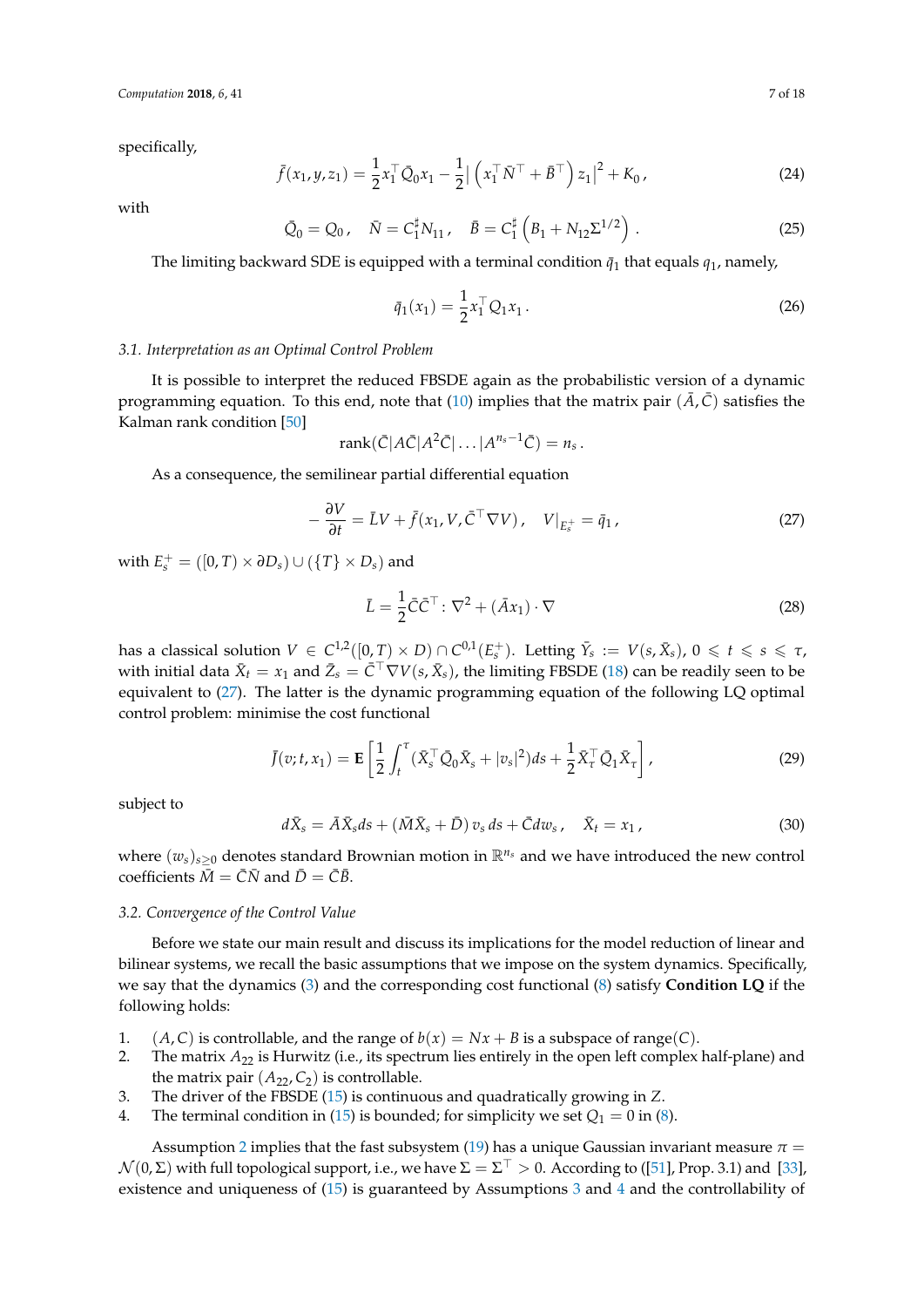specifically,

$$\bar{f}(x_1, y, z_1) = \frac{1}{2} x_1^\top \bar{Q}_0 x_1 - \frac{1}{2} \left| \left( x_1^\top \bar{N}^\top + \bar{B}^\top \right) z_1 \right|^2 + K_0 \,, \tag{24}$$

with

$$\bar{Q}_0 = Q_0 \,, \quad \bar{N} = C_1^\sharp N_{11} \,, \quad \bar{B} = C_1^\sharp \left( B_1 + N_{12} \Sigma^{1/2} \right) . \tag{25}$$

The limiting backward SDE is equipped with a terminal condition $\bar{q}_1$ that equals $q_1$, namely,

$$\bar{q}_1(x_1) = \frac{1}{2} x_1^\top Q_1 x_1 \,. \tag{26}$$

### 3.1. Interpretation as an Optimal Control Problem

It is possible to interpret the reduced FBSDE again as the probabilistic version of a dynamic programming equation. To this end, note that (10) implies that the matrix pair $(\bar{A}, \bar{C})$ satisfies the Kalman rank condition [50]

$$\operatorname{rank}(\bar{C} | A\bar{C} | A^2 \bar{C} | \ldots | A^{n_s - 1} \bar{C}) = n_s \,.$$

As a consequence, the semilinear partial differential equation

$$-\frac{\partial V}{\partial t} = \bar{L} V + \bar{f}(x_1, V, \bar{C}^\top \nabla V) \,, \quad V|_{E_s^+} = \bar{q}_1 \,, \tag{27}$$

with $E_s^+ = ([0, T) \times \partial D_s) \cup (\{T\} \times D_s)$ and

$$\bar{L} = \frac{1}{2} \bar{C} \bar{C}^\top : \nabla^2 + (\bar{A} x_1) \cdot \nabla \tag{28}$$

has a classical solution $V \in C^{1,2}([0, T) \times D) \cap C^{0,1}(E_s^+)$. Letting $\bar{Y}_s := V(s, \bar{X}_s)$, $0 \leqslant t \leqslant s \leqslant \tau$, with initial data $\bar{X}_t = x_1$ and $\bar{Z}_s = \bar{C}^\top \nabla V(s, \bar{X}_s)$, the limiting FBSDE (18) can be readily seen to be equivalent to (27). The latter is the dynamic programming equation of the following LQ optimal control problem: minimise the cost functional

$$\bar{J}(v; t, x_1) = \mathbf{E} \left[ \frac{1}{2} \int_t^\tau (\bar{X}_s^\top \bar{Q}_0 \bar{X}_s + |v_s|^2) ds + \frac{1}{2} \bar{X}_\tau^\top \bar{Q}_1 \bar{X}_\tau \right] , \tag{29}$$

subject to

$$d\bar{X}_s = \bar{A} \bar{X}_s ds + (\bar{M} \bar{X}_s + \bar{D}) \, v_s \, ds + \bar{C} dw_s \,, \quad \bar{X}_t = x_1 \,, \tag{30}$$

where $(w_s)_{s \geq 0}$ denotes standard Brownian motion in $\mathbb{R}^{n_s}$ and we have introduced the new control coefficients $\bar{M} = \bar{C} \bar{N}$ and $\bar{D} = \bar{C} \bar{B}$.

### 3.2. Convergence of the Control Value

Before we state our main result and discuss its implications for the model reduction of linear and bilinear systems, we recall the basic assumptions that we impose on the system dynamics. Specifically, we say that the dynamics (3) and the corresponding cost functional (8) satisfy **Condition LQ** if the following holds:

1. $(A, C)$ is controllable, and the range of $b(x) = Nx + B$ is a subspace of range$(C)$.
2. The matrix $A_{22}$ is Hurwitz (i.e., its spectrum lies entirely in the open left complex half-plane) and the matrix pair $(A_{22}, C_2)$ is controllable.
3. The driver of the FBSDE (15) is continuous and quadratically growing in $Z$.
4. The terminal condition in (15) is bounded; for simplicity we set $Q_1 = 0$ in (8).

Assumption 2 implies that the fast subsystem (19) has a unique Gaussian invariant measure $\pi = \mathcal{N}(0, \Sigma)$ with full topological support, i.e., we have $\Sigma = \Sigma^\top > 0$. According to ([51], Prop. 3.1) and [33], existence and uniqueness of (15) is guaranteed by Assumptions 3 and 4 and the controllability of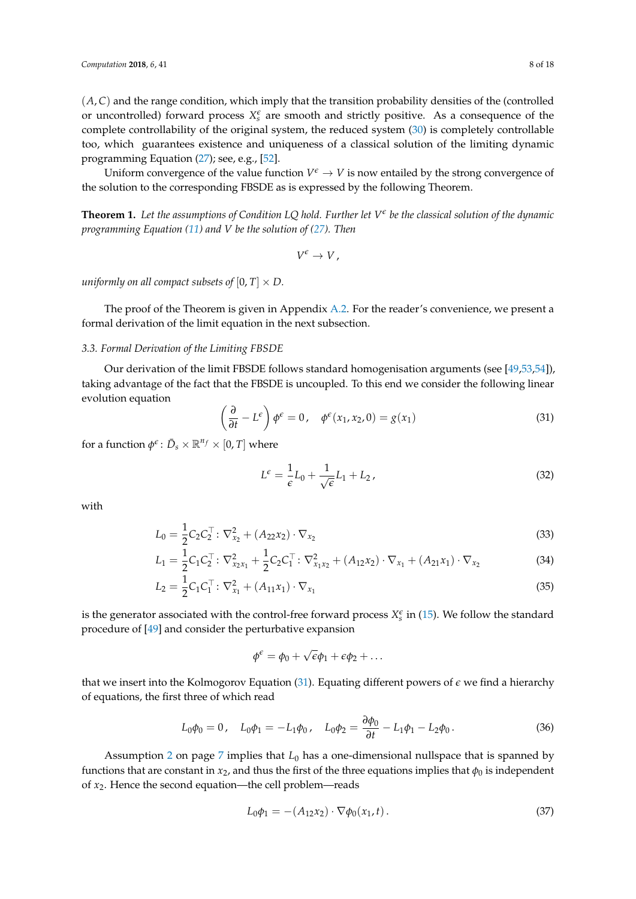$(A, C)$ and the range condition, which imply that the transition probability densities of the (controlled or uncontrolled) forward process $X_s^\epsilon$ are smooth and strictly positive. As a consequence of the complete controllability of the original system, the reduced system (30) is completely controllable too, which guarantees existence and uniqueness of a classical solution of the limiting dynamic programming Equation (27); see, e.g., [52].

Uniform convergence of the value function $V^\epsilon \to V$ is now entailed by the strong convergence of the solution to the corresponding FBSDE as is expressed by the following Theorem.

**Theorem 1.** *Let the assumptions of Condition LQ hold. Further let $V^\epsilon$ be the classical solution of the dynamic programming Equation (11) and $V$ be the solution of (27). Then*

$$V^\epsilon \to V\,,$$

*uniformly on all compact subsets of $[0, T] \times D$.*

The proof of the Theorem is given in Appendix A.2. For the reader's convenience, we present a formal derivation of the limit equation in the next subsection.

### 3.3. Formal Derivation of the Limiting FBSDE

Our derivation of the limit FBSDE follows standard homogenisation arguments (see [49,53,54]), taking advantage of the fact that the FBSDE is uncoupled. To this end we consider the following linear evolution equation

$$\left(\frac{\partial}{\partial t} - L^\epsilon\right)\phi^\epsilon = 0\,, \quad \phi^\epsilon(x_1, x_2, 0) = g(x_1) \tag{31}$$

for a function $\phi^\epsilon \colon \bar{D}_s \times \mathbb{R}^{n_f} \times [0, T]$ where

$$L^\epsilon = \frac{1}{\epsilon}L_0 + \frac{1}{\sqrt{\epsilon}}L_1 + L_2\,, \tag{32}$$

with

$$L_0 = \frac{1}{2}C_2C_2^\top : \nabla^2_{x_2} + (A_{22}x_2)\cdot\nabla_{x_2} \tag{33}$$

$$L_1 = \frac{1}{2}C_1C_2^\top : \nabla^2_{x_2x_1} + \frac{1}{2}C_2C_1^\top : \nabla^2_{x_1x_2} + (A_{12}x_2)\cdot\nabla_{x_1} + (A_{21}x_1)\cdot\nabla_{x_2} \tag{34}$$

$$L_2 = \frac{1}{2}C_1C_1^\top : \nabla^2_{x_1} + (A_{11}x_1)\cdot\nabla_{x_1} \tag{35}$$

is the generator associated with the control-free forward process $X_s^\epsilon$ in (15). We follow the standard procedure of [49] and consider the perturbative expansion

$$\phi^\epsilon = \phi_0 + \sqrt{\epsilon}\phi_1 + \epsilon\phi_2 + \ldots$$

that we insert into the Kolmogorov Equation (31). Equating different powers of $\epsilon$ we find a hierarchy of equations, the first three of which read

$$L_0\phi_0 = 0\,, \quad L_0\phi_1 = -L_1\phi_0\,, \quad L_0\phi_2 = \frac{\partial\phi_0}{\partial t} - L_1\phi_1 - L_2\phi_0\,. \tag{36}$$

Assumption 2 on page 7 implies that $L_0$ has a one-dimensional nullspace that is spanned by functions that are constant in $x_2$, and thus the first of the three equations implies that $\phi_0$ is independent of $x_2$. Hence the second equation—the cell problem—reads

$$L_0\phi_1 = -(A_{12}x_2)\cdot\nabla\phi_0(x_1, t)\,. \tag{37}$$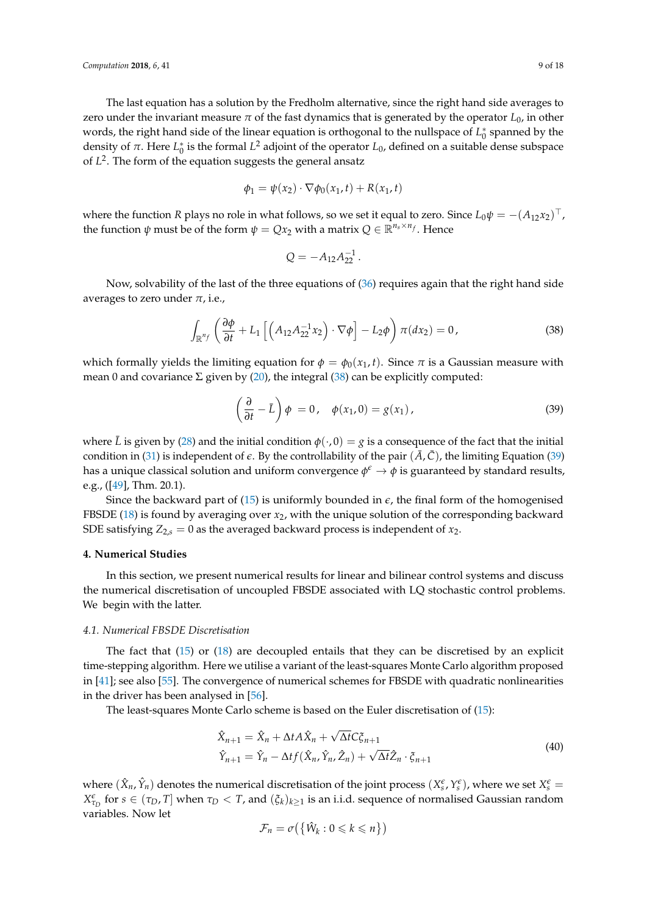The last equation has a solution by the Fredholm alternative, since the right hand side averages to zero under the invariant measure $\pi$ of the fast dynamics that is generated by the operator $L_0$, in other words, the right hand side of the linear equation is orthogonal to the nullspace of $L_0^*$ spanned by the density of $\pi$. Here $L_0^*$ is the formal $L^2$ adjoint of the operator $L_0$, defined on a suitable dense subspace of $L^2$. The form of the equation suggests the general ansatz

$$\phi_1 = \psi(x_2) \cdot \nabla\phi_0(x_1, t) + R(x_1, t)$$

where the function $R$ plays no role in what follows, so we set it equal to zero. Since $L_0\psi = -(A_{12}x_2)^\top$, the function $\psi$ must be of the form $\psi = Qx_2$ with a matrix $Q \in \mathbb{R}^{n_s \times n_f}$. Hence

$$Q = -A_{12}A_{22}^{-1}.$$

Now, solvability of the last of the three equations of (36) requires again that the right hand side averages to zero under $\pi$, i.e.,

$$\int_{\mathbb{R}^{n_f}} \left( \frac{\partial \phi}{\partial t} + L_1\left[ \left( A_{12}A_{22}^{-1}x_2 \right) \cdot \nabla\phi \right] - L_2\phi \right) \pi(dx_2) = 0\,, \tag{38}$$

which formally yields the limiting equation for $\phi = \phi_0(x_1, t)$. Since $\pi$ is a Gaussian measure with mean 0 and covariance $\Sigma$ given by (20), the integral (38) can be explicitly computed:

$$\left( \frac{\partial}{\partial t} - \bar{L} \right)\phi\ = 0\,, \quad \phi(x_1, 0) = g(x_1)\,, \tag{39}$$

where $\bar{L}$ is given by (28) and the initial condition $\phi(\cdot, 0) = g$ is a consequence of the fact that the initial condition in (31) is independent of $\epsilon$. By the controllability of the pair $(\bar{A}, \bar{C})$, the limiting Equation (39) has a unique classical solution and uniform convergence $\phi^\epsilon \to \phi$ is guaranteed by standard results, e.g., ([49], Thm. 20.1).

Since the backward part of (15) is uniformly bounded in $\epsilon$, the final form of the homogenised FBSDE (18) is found by averaging over $x_2$, with the unique solution of the corresponding backward SDE satisfying $Z_{2,s} = 0$ as the averaged backward process is independent of $x_2$.

## 4. Numerical Studies

In this section, we present numerical results for linear and bilinear control systems and discuss the numerical discretisation of uncoupled FBSDE associated with LQ stochastic control problems. We begin with the latter.

### 4.1. Numerical FBSDE Discretisation

The fact that (15) or (18) are decoupled entails that they can be discretised by an explicit time-stepping algorithm. Here we utilise a variant of the least-squares Monte Carlo algorithm proposed in [41]; see also [55]. The convergence of numerical schemes for FBSDE with quadratic nonlinearities in the driver has been analysed in [56].

The least-squares Monte Carlo scheme is based on the Euler discretisation of (15):

$$\begin{aligned}
\hat{X}_{n+1} &= \hat{X}_n + \Delta t A\hat{X}_n + \sqrt{\Delta t}C\xi_{n+1} \\
\hat{Y}_{n+1} &= \hat{Y}_n - \Delta t f(\hat{X}_n, \hat{Y}_n, \hat{Z}_n) + \sqrt{\Delta t}\hat{Z}_n \cdot \xi_{n+1}
\end{aligned} \tag{40}$$

where $(\hat{X}_n, \hat{Y}_n)$ denotes the numerical discretisation of the joint process $(X_s^\epsilon, Y_s^\epsilon)$, where we set $X_s^\epsilon = X_{\tau_D}^\epsilon$ for $s \in (\tau_D, T]$ when $\tau_D < T$, and $(\xi_k)_{k \geq 1}$ is an i.i.d. sequence of normalised Gaussian random variables. Now let

$$\mathcal{F}_n = \sigma\big(\{\hat{W}_k : 0 \leqslant k \leqslant n\}\big)$$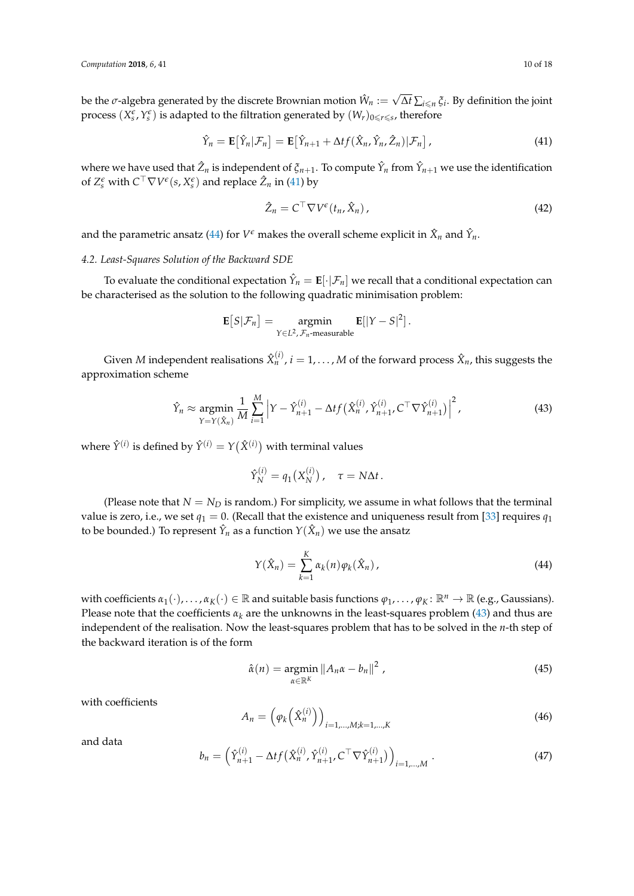be the $\sigma$-algebra generated by the discrete Brownian motion $\hat{W}_n := \sqrt{\Delta t}\sum_{i\leqslant n}\xi_i$. By definition the joint process $(X_s^\epsilon, Y_s^\epsilon)$ is adapted to the filtration generated by $(W_r)_{0\leqslant r\leqslant s}$, therefore

$$\hat{Y}_n = \mathbf{E}\big[\hat{Y}_n|\mathcal{F}_n\big] = \mathbf{E}\big[\hat{Y}_{n+1} + \Delta t f(\hat{X}_n, \hat{Y}_n, \hat{Z}_n)|\mathcal{F}_n\big]\,, \tag{41}$$

where we have used that $\hat{Z}_n$ is independent of $\xi_{n+1}$. To compute $\hat{Y}_n$ from $\hat{Y}_{n+1}$ we use the identification of $Z_s^\epsilon$ with $C^\top\nabla V^\epsilon(s, X_s^\epsilon)$ and replace $\hat{Z}_n$ in (41) by

$$\hat{Z}_n = C^\top \nabla V^\epsilon(t_n, \hat{X}_n)\,, \tag{42}$$

and the parametric ansatz (44) for $V^\epsilon$ makes the overall scheme explicit in $\hat{X}_n$ and $\hat{Y}_n$.

### 4.2. Least-Squares Solution of the Backward SDE

To evaluate the conditional expectation $\hat{Y}_n = \mathbf{E}[\cdot|\mathcal{F}_n]$ we recall that a conditional expectation can be characterised as the solution to the following quadratic minimisation problem:

$$\mathbf{E}\big[S|\mathcal{F}_n\big] = \underset{Y\in L^2,\,\mathcal{F}_n\text{-measurable}}{\operatorname{argmin}} \mathbf{E}[|Y-S|^2]\,.$$

Given $M$ independent realisations $\hat{X}_n^{(i)}$, $i = 1, \ldots, M$ of the forward process $\hat{X}_n$, this suggests the approximation scheme

$$\hat{Y}_n \approx \underset{Y=Y(\hat{X}_n)}{\operatorname{argmin}} \frac{1}{M}\sum_{i=1}^{M}\left|Y - \hat{Y}_{n+1}^{(i)} - \Delta t f\big(\hat{X}_n^{(i)}, \hat{Y}_{n+1}^{(i)}, C^\top\nabla\hat{Y}_{n+1}^{(i)}\big)\right|^2, \tag{43}$$

where $\hat{Y}^{(i)}$ is defined by $\hat{Y}^{(i)} = Y\big(\hat{X}^{(i)}\big)$ with terminal values

$$\hat{Y}_N^{(i)} = q_1\big(X_N^{(i)}\big)\,, \quad \tau = N\Delta t\,.$$

(Please note that $N = N_D$ is random.) For simplicity, we assume in what follows that the terminal value is zero, i.e., we set $q_1 = 0$. (Recall that the existence and uniqueness result from [33] requires $q_1$ to be bounded.) To represent $\hat{Y}_n$ as a function $Y(\hat{X}_n)$ we use the ansatz

$$Y(\hat{X}_n) = \sum_{k=1}^{K}\alpha_k(n)\varphi_k(\hat{X}_n)\,, \tag{44}$$

with coefficients $\alpha_1(\cdot), \ldots, \alpha_K(\cdot) \in \mathbb{R}$ and suitable basis functions $\varphi_1, \ldots, \varphi_K\colon \mathbb{R}^n \to \mathbb{R}$ (e.g., Gaussians). Please note that the coefficients $\alpha_k$ are the unknowns in the least-squares problem (43) and thus are independent of the realisation. Now the least-squares problem that has to be solved in the $n$-th step of the backward iteration is of the form

$$\hat{\alpha}(n) = \underset{\alpha\in\mathbb{R}^K}{\operatorname{argmin}} \left\|A_n\alpha - b_n\right\|^2\,, \tag{45}$$

with coefficients

$$A_n = \left(\varphi_k\left(\hat{X}_n^{(i)}\right)\right)_{i=1,\ldots,M;k=1,\ldots,K} \tag{46}$$

and data

$$b_n = \left(\hat{Y}_{n+1}^{(i)} - \Delta t f\big(\hat{X}_n^{(i)}, \hat{Y}_{n+1}^{(i)}, C^\top\nabla\hat{Y}_{n+1}^{(i)}\big)\right)_{i=1,\ldots,M}\,. \tag{47}$$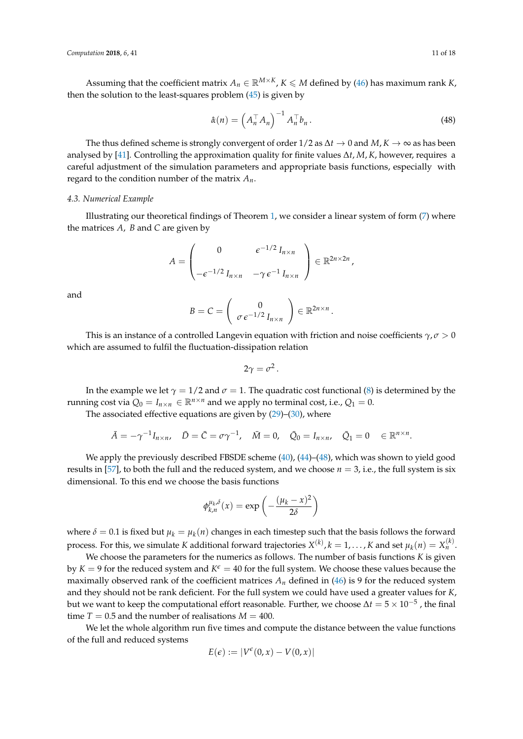Assuming that the coefficient matrix $A_n \in \mathbb{R}^{M\times K}$, $K \leqslant M$ defined by (46) has maximum rank $K$, then the solution to the least-squares problem (45) is given by

$$\hat{\alpha}(n) = \left(A_n^\top A_n\right)^{-1} A_n^\top b_n \,. \tag{48}$$

The thus defined scheme is strongly convergent of order $1/2$ as $\Delta t \to 0$ and $M, K \to \infty$ as has been analysed by [41]. Controlling the approximation quality for finite values $\Delta t, M, K$, however, requires a careful adjustment of the simulation parameters and appropriate basis functions, especially with regard to the condition number of the matrix $A_n$.

### 4.3. Numerical Example

Illustrating our theoretical findings of Theorem 1, we consider a linear system of form (7) where the matrices $A$, $B$ and $C$ are given by

$$A = \begin{pmatrix} 0 & \epsilon^{-1/2} I_{n\times n} \\ -\epsilon^{-1/2} I_{n\times n} & -\gamma\,\epsilon^{-1} I_{n\times n} \end{pmatrix} \in \mathbb{R}^{2n\times 2n},$$

and

$$B = C = \begin{pmatrix} 0 \\ \sigma\,\epsilon^{-1/2} I_{n\times n} \end{pmatrix} \in \mathbb{R}^{2n\times n}.$$

This is an instance of a controlled Langevin equation with friction and noise coefficients $\gamma, \sigma > 0$ which are assumed to fulfil the fluctuation-dissipation relation

$$2\gamma = \sigma^2 .$$

In the example we let $\gamma = 1/2$ and $\sigma = 1$. The quadratic cost functional (8) is determined by the running cost via $Q_0 = I_{n\times n} \in \mathbb{R}^{n\times n}$ and we apply no terminal cost, i.e., $Q_1 = 0$.

The associated effective equations are given by (29)–(30), where

$$\bar{A} = -\gamma^{-1} I_{n\times n}, \quad \bar{D} = \bar{C} = \sigma\gamma^{-1}, \quad \bar{M} = 0, \quad \bar{Q}_0 = I_{n\times n}, \quad \bar{Q}_1 = 0 \quad \in \mathbb{R}^{n\times n}.$$

We apply the previously described FBSDE scheme (40), (44)–(48), which was shown to yield good results in [57], to both the full and the reduced system, and we choose $n = 3$, i.e., the full system is six dimensional. To this end we choose the basis functions

$$\phi_{k,n}^{\mu_k,\delta}(x) = \exp\left(-\frac{(\mu_k - x)^2}{2\delta}\right)$$

where $\delta = 0.1$ is fixed but $\mu_k = \mu_k(n)$ changes in each timestep such that the basis follows the forward process. For this, we simulate $K$ additional forward trajectories $X^{(k)}, k = 1, \ldots, K$ and set $\mu_k(n) = X_n^{(k)}$.

We choose the parameters for the numerics as follows. The number of basis functions $K$ is given by $K = 9$ for the reduced system and $K^\epsilon = 40$ for the full system. We choose these values because the maximally observed rank of the coefficient matrices $A_n$ defined in (46) is 9 for the reduced system and they should not be rank deficient. For the full system we could have used a greater values for $K$, but we want to keep the computational effort reasonable. Further, we choose $\Delta t = 5 \times 10^{-5}$ , the final time $T = 0.5$ and the number of realisations $M = 400$.

We let the whole algorithm run five times and compute the distance between the value functions of the full and reduced systems

$$E(\epsilon) := |V^\epsilon(0, x) - V(0, x)|$$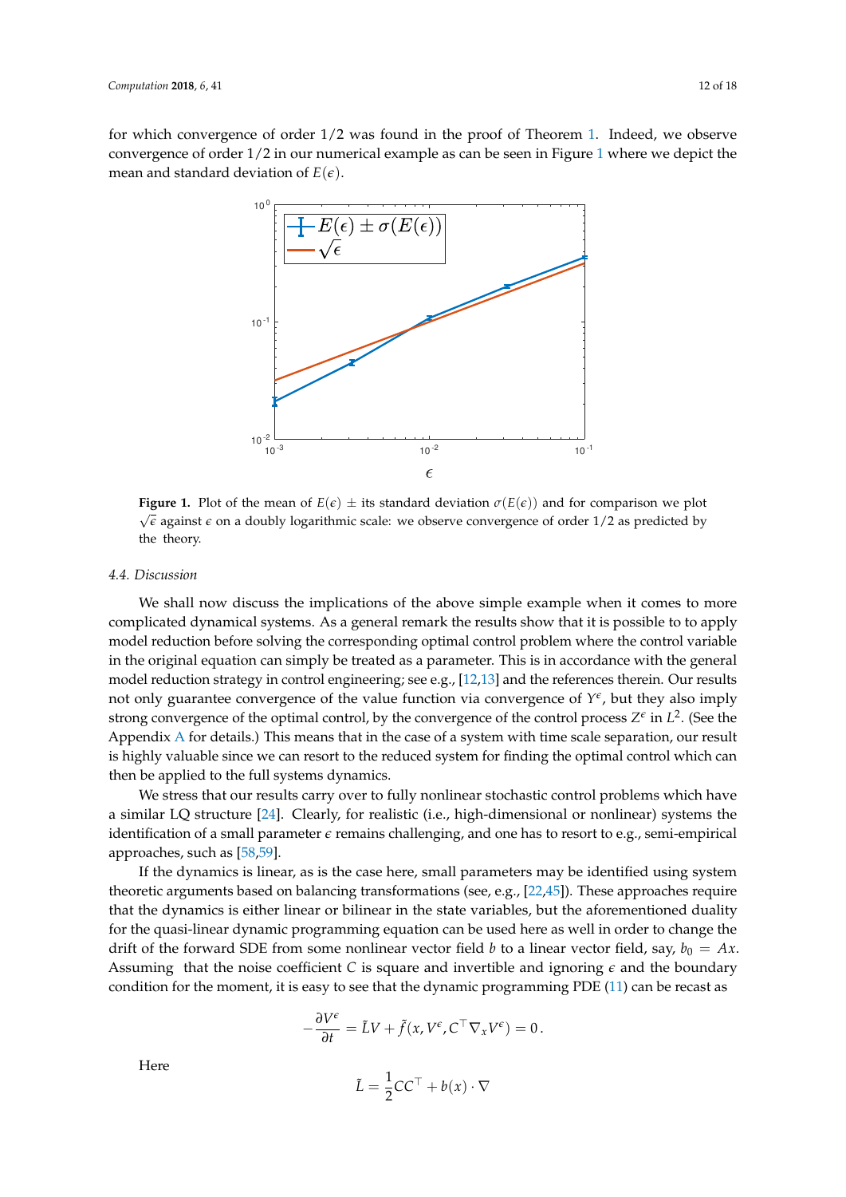for which convergence of order 1/2 was found in the proof of Theorem 1. Indeed, we observe convergence of order 1/2 in our numerical example as can be seen in Figure 1 where we depict the mean and standard deviation of $E(\epsilon)$.

**Figure 1.** Plot of the mean of $E(\epsilon) \pm$ its standard deviation $\sigma(E(\epsilon))$ and for comparison we plot $\sqrt{\epsilon}$ against $\epsilon$ on a doubly logarithmic scale: we observe convergence of order 1/2 as predicted by the theory.

### 4.4. Discussion

We shall now discuss the implications of the above simple example when it comes to more complicated dynamical systems. As a general remark the results show that it is possible to to apply model reduction before solving the corresponding optimal control problem where the control variable in the original equation can simply be treated as a parameter. This is in accordance with the general model reduction strategy in control engineering; see e.g., [12,13] and the references therein. Our results not only guarantee convergence of the value function via convergence of $Y^\epsilon$, but they also imply strong convergence of the optimal control, by the convergence of the control process $Z^\epsilon$ in $L^2$. (See the Appendix A for details.) This means that in the case of a system with time scale separation, our result is highly valuable since we can resort to the reduced system for finding the optimal control which can then be applied to the full systems dynamics.

We stress that our results carry over to fully nonlinear stochastic control problems which have a similar LQ structure [24]. Clearly, for realistic (i.e., high-dimensional or nonlinear) systems the identification of a small parameter $\epsilon$ remains challenging, and one has to resort to e.g., semi-empirical approaches, such as [58,59].

If the dynamics is linear, as is the case here, small parameters may be identified using system theoretic arguments based on balancing transformations (see, e.g., [22,45]). These approaches require that the dynamics is either linear or bilinear in the state variables, but the aforementioned duality for the quasi-linear dynamic programming equation can be used here as well in order to change the drift of the forward SDE from some nonlinear vector field $b$ to a linear vector field, say, $b_0 = Ax$. Assuming that the noise coefficient $C$ is square and invertible and ignoring $\epsilon$ and the boundary condition for the moment, it is easy to see that the dynamic programming PDE (11) can be recast as

$$-\frac{\partial V^\epsilon}{\partial t} = \tilde{L}V + \tilde{f}(x, V^\epsilon, C^\top \nabla_x V^\epsilon) = 0\,.$$

Here

$$\tilde{L} = \frac{1}{2}CC^\top + b(x) \cdot \nabla$$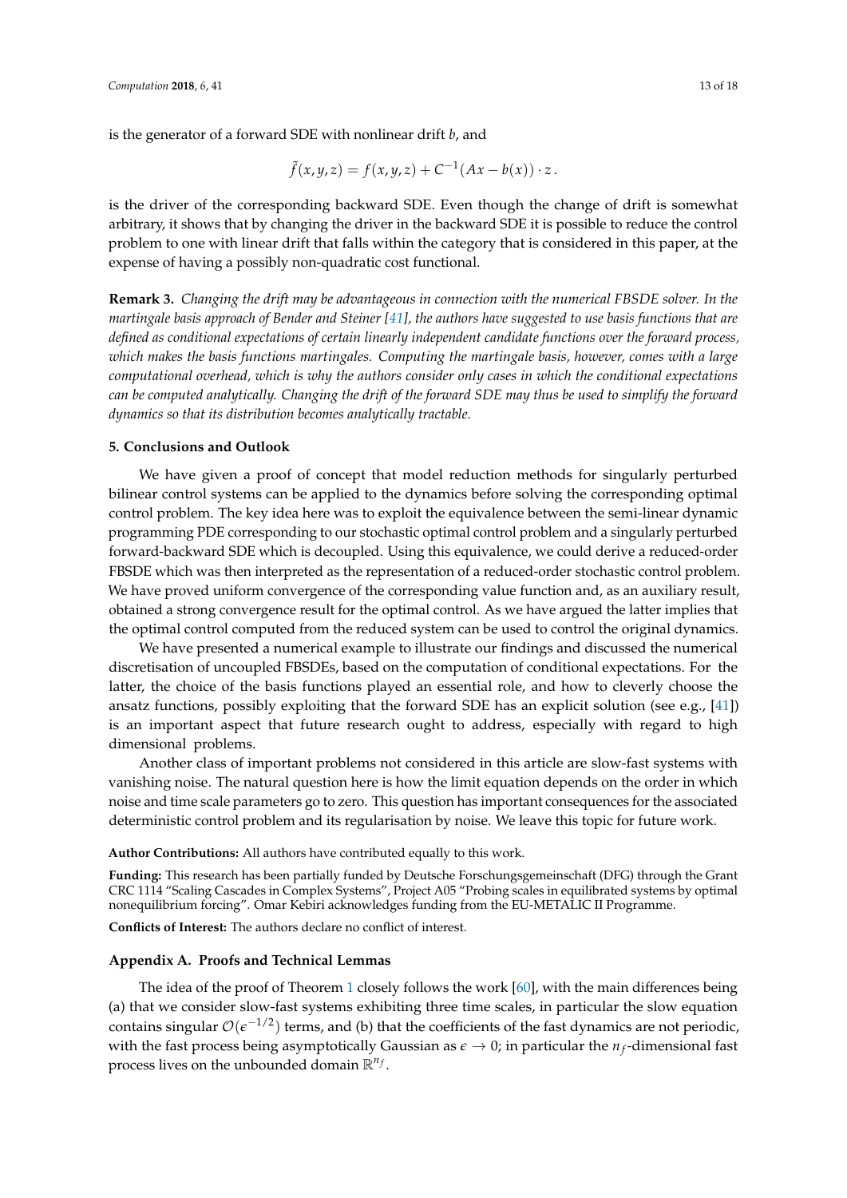is the generator of a forward SDE with nonlinear drift $b$, and

$$\tilde{f}(x,y,z) = f(x,y,z) + C^{-1}(Ax - b(x)) \cdot z\,.$$

is the driver of the corresponding backward SDE. Even though the change of drift is somewhat arbitrary, it shows that by changing the driver in the backward SDE it is possible to reduce the control problem to one with linear drift that falls within the category that is considered in this paper, at the expense of having a possibly non-quadratic cost functional.

**Remark 3.** *Changing the drift may be advantageous in connection with the numerical FBSDE solver. In the martingale basis approach of Bender and Steiner [41], the authors have suggested to use basis functions that are defined as conditional expectations of certain linearly independent candidate functions over the forward process, which makes the basis functions martingales. Computing the martingale basis, however, comes with a large computational overhead, which is why the authors consider only cases in which the conditional expectations can be computed analytically. Changing the drift of the forward SDE may thus be used to simplify the forward dynamics so that its distribution becomes analytically tractable.*

## 5. Conclusions and Outlook

We have given a proof of concept that model reduction methods for singularly perturbed bilinear control systems can be applied to the dynamics before solving the corresponding optimal control problem. The key idea here was to exploit the equivalence between the semi-linear dynamic programming PDE corresponding to our stochastic optimal control problem and a singularly perturbed forward-backward SDE which is decoupled. Using this equivalence, we could derive a reduced-order FBSDE which was then interpreted as the representation of a reduced-order stochastic control problem. We have proved uniform convergence of the corresponding value function and, as an auxiliary result, obtained a strong convergence result for the optimal control. As we have argued the latter implies that the optimal control computed from the reduced system can be used to control the original dynamics.

We have presented a numerical example to illustrate our findings and discussed the numerical discretisation of uncoupled FBSDEs, based on the computation of conditional expectations. For the latter, the choice of the basis functions played an essential role, and how to cleverly choose the ansatz functions, possibly exploiting that the forward SDE has an explicit solution (see e.g., [41]) is an important aspect that future research ought to address, especially with regard to high dimensional problems.

Another class of important problems not considered in this article are slow-fast systems with vanishing noise. The natural question here is how the limit equation depends on the order in which noise and time scale parameters go to zero. This question has important consequences for the associated deterministic control problem and its regularisation by noise. We leave this topic for future work.

**Author Contributions:** All authors have contributed equally to this work.

**Funding:** This research has been partially funded by Deutsche Forschungsgemeinschaft (DFG) through the Grant CRC 1114 "Scaling Cascades in Complex Systems", Project A05 "Probing scales in equilibrated systems by optimal nonequilibrium forcing". Omar Kebiri acknowledges funding from the EU-METALIC II Programme.

**Conflicts of Interest:** The authors declare no conflict of interest.

## Appendix A. Proofs and Technical Lemmas

The idea of the proof of Theorem 1 closely follows the work [60], with the main differences being (a) that we consider slow-fast systems exhibiting three time scales, in particular the slow equation contains singular $\mathcal{O}(\epsilon^{-1/2})$ terms, and (b) that the coefficients of the fast dynamics are not periodic, with the fast process being asymptotically Gaussian as $\epsilon \to 0$; in particular the $n_f$-dimensional fast process lives on the unbounded domain $\mathbb{R}^{n_f}$.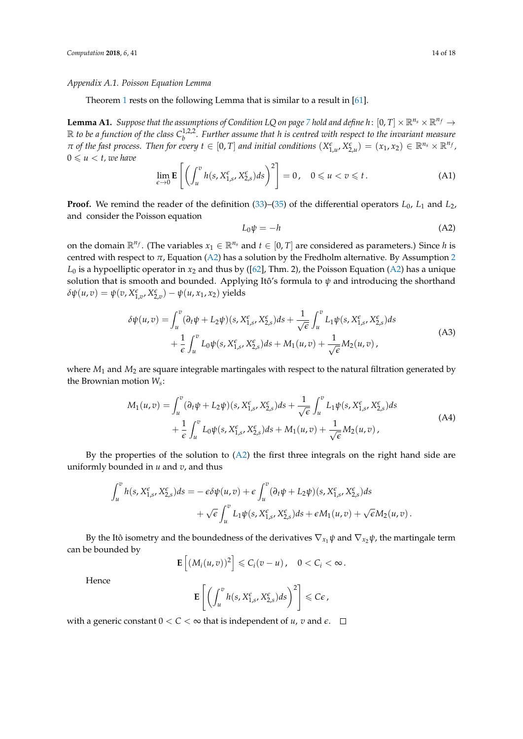*Appendix A.1. Poisson Equation Lemma*

Theorem 1 rests on the following Lemma that is similar to a result in [61].

**Lemma A1.** *Suppose that the assumptions of Condition LQ on page 7 hold and define $h\colon [0,T]\times\mathbb{R}^{n_s}\times\mathbb{R}^{n_f}\to\mathbb{R}$ to be a function of the class $C_b^{1,2,2}$. Further assume that $h$ is centred with respect to the invariant measure $\pi$ of the fast process. Then for every $t\in[0,T]$ and initial conditions $(X_{1,u}^{\epsilon}, X_{2,u}^{\epsilon}) = (x_1,x_2)\in\mathbb{R}^{n_s}\times\mathbb{R}^{n_f}$, $0\leqslant u<t$, we have*

$$\lim_{\epsilon\to 0}\mathbf{E}\left[\left(\int_u^v h(s,X_{1,s}^{\epsilon},X_{2,s}^{\epsilon})ds\right)^2\right]=0\,,\quad 0\leqslant u<v\leqslant t\,. \tag{A1}$$

**Proof.** We remind the reader of the definition (33)–(35) of the differential operators $L_0$, $L_1$ and $L_2$, and consider the Poisson equation

$$L_0\psi=-h \tag{A2}$$

on the domain $\mathbb{R}^{n_f}$. (The variables $x_1\in\mathbb{R}^{n_s}$ and $t\in[0,T]$ are considered as parameters.) Since $h$ is centred with respect to $\pi$, Equation (A2) has a solution by the Fredholm alternative. By Assumption 2 $L_0$ is a hypoelliptic operator in $x_2$ and thus by ([62], Thm. 2), the Poisson Equation (A2) has a unique solution that is smooth and bounded. Applying Itô's formula to $\psi$ and introducing the shorthand $\delta\psi(u,v)=\psi(v,X_{1,v}^{\epsilon},X_{2,v}^{\epsilon})-\psi(u,x_1,x_2)$ yields

$$\begin{aligned}\delta\psi(u,v)&=\int_u^v(\partial_t\psi+L_2\psi)(s,X_{1,s}^{\epsilon},X_{2,s}^{\epsilon})ds+\frac{1}{\sqrt{\epsilon}}\int_u^v L_1\psi(s,X_{1,s}^{\epsilon},X_{2,s}^{\epsilon})ds\\&\quad+\frac{1}{\epsilon}\int_u^v L_0\psi(s,X_{1,s}^{\epsilon},X_{2,s}^{\epsilon})ds+M_1(u,v)+\frac{1}{\sqrt{\epsilon}}M_2(u,v)\,,\end{aligned} \tag{A3}$$

where $M_1$ and $M_2$ are square integrable martingales with respect to the natural filtration generated by the Brownian motion $W_s$:

$$\begin{aligned}M_1(u,v)&=\int_u^v(\partial_t\psi+L_2\psi)(s,X_{1,s}^{\epsilon},X_{2,s}^{\epsilon})ds+\frac{1}{\sqrt{\epsilon}}\int_u^v L_1\psi(s,X_{1,s}^{\epsilon},X_{2,s}^{\epsilon})ds\\&\quad+\frac{1}{\epsilon}\int_u^v L_0\psi(s,X_{1,s}^{\epsilon},X_{2,s}^{\epsilon})ds+M_1(u,v)+\frac{1}{\sqrt{\epsilon}}M_2(u,v)\,,\end{aligned} \tag{A4}$$

By the properties of the solution to (A2) the first three integrals on the right hand side are uniformly bounded in $u$ and $v$, and thus

$$\begin{aligned}\int_u^v h(s,X_{1,s}^{\epsilon},X_{2,s}^{\epsilon})ds&=-\epsilon\delta\psi(u,v)+\epsilon\int_u^v(\partial_t\psi+L_2\psi)(s,X_{1,s}^{\epsilon},X_{2,s}^{\epsilon})ds\\&\quad+\sqrt{\epsilon}\int_u^v L_1\psi(s,X_{1,s}^{\epsilon},X_{2,s}^{\epsilon})ds+\epsilon M_1(u,v)+\sqrt{\epsilon}M_2(u,v)\,.\end{aligned}$$

By the Itô isometry and the boundedness of the derivatives $\nabla_{x_1}\psi$ and $\nabla_{x_2}\psi$, the martingale term can be bounded by

$$\mathbf{E}\left[(M_i(u,v))^2\right]\leqslant C_i(v-u)\,,\quad 0<C_i<\infty\,.$$

Hence

$$\mathbf{E}\left[\left(\int_u^v h(s,X_{1,s}^{\epsilon},X_{2,s}^{\epsilon})ds\right)^2\right]\leqslant C\epsilon\,,$$

with a generic constant $0<C<\infty$ that is independent of $u$, $v$ and $\epsilon$. $\square$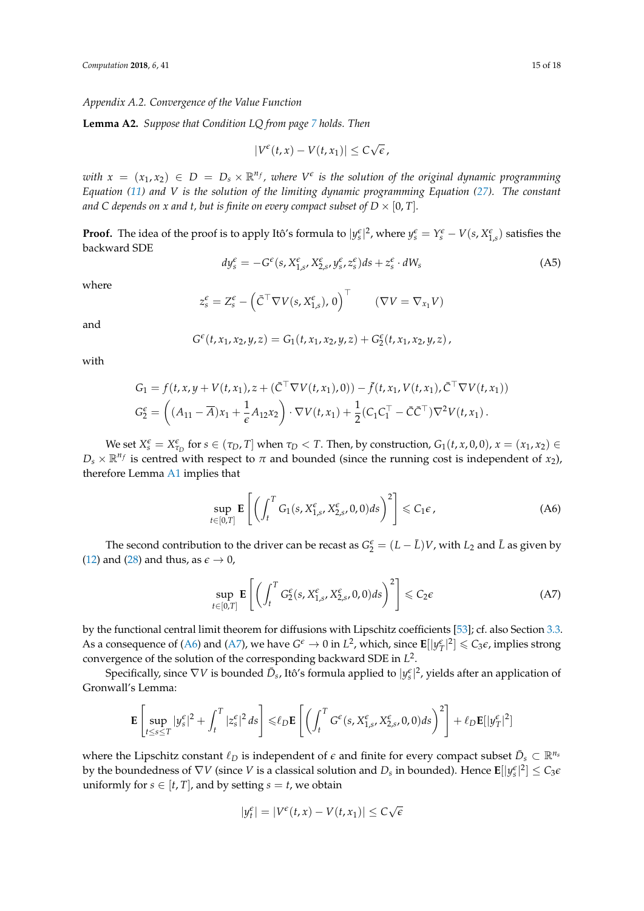### Appendix A.2. Convergence of the Value Function

**Lemma A2.** *Suppose that Condition LQ from page 7 holds. Then*

$$|V^\epsilon(t,x) - V(t,x_1)| \le C\sqrt{\epsilon}\,,$$

*with $x = (x_1, x_2) \in D = D_s \times \mathbb{R}^{n_f}$, where $V^\epsilon$ is the solution of the original dynamic programming Equation (11) and $V$ is the solution of the limiting dynamic programming Equation (27). The constant and $C$ depends on $x$ and $t$, but is finite on every compact subset of $D \times [0,T]$.*

**Proof.** The idea of the proof is to apply Itô's formula to $|y_s^\epsilon|^2$, where $y_s^\epsilon = Y_s^\epsilon - V(s, X_{1,s}^\epsilon)$ satisfies the backward SDE

$$dy_s^\epsilon = -G^\epsilon(s, X_{1,s}^\epsilon, X_{2,s}^\epsilon, y_s^\epsilon, z_s^\epsilon)ds + z_s^\epsilon \cdot dW_s \tag{A5}$$

where

$$z_s^\epsilon = Z_s^\epsilon - \left(\bar{C}^\top \nabla V(s, X_{1,s}^\epsilon), 0\right)^\top \qquad (\nabla V = \nabla_{x_1} V)$$

and

$$G^\epsilon(t, x_1, x_2, y, z) = G_1(t, x_1, x_2, y, z) + G_2^\epsilon(t, x_1, x_2, y, z)\,,$$

with

$$G_1 = f(t, x, y + V(t,x_1), z + (\bar{C}^\top \nabla V(t,x_1), 0)) - \bar{f}(t, x_1, V(t,x_1), \bar{C}^\top \nabla V(t,x_1))$$

$$G_2^\epsilon = \left((A_{11} - \overline{A})x_1 + \frac{1}{\epsilon}A_{12}x_2\right) \cdot \nabla V(t,x_1) + \frac{1}{2}(C_1 C_1^\top - \bar{C}\bar{C}^\top)\nabla^2 V(t,x_1)\,.$$

We set $X_s^\epsilon = X_{\tau_D}^\epsilon$ for $s \in (\tau_D, T]$ when $\tau_D < T$. Then, by construction, $G_1(t, x, 0, 0)$, $x = (x_1, x_2) \in D_s \times \mathbb{R}^{n_f}$ is centred with respect to $\pi$ and bounded (since the running cost is independent of $x_2$), therefore Lemma A1 implies that

$$\sup_{t \in [0,T]} \mathbf{E}\left[\left(\int_t^T G_1(s, X_{1,s}^\epsilon, X_{2,s}^\epsilon, 0, 0)ds\right)^2\right] \leqslant C_1 \epsilon\,, \tag{A6}$$

The second contribution to the driver can be recast as $G_2^\epsilon = (L - \bar{L})V$, with $L_2$ and $\bar{L}$ as given by (12) and (28) and thus, as $\epsilon \to 0$,

$$\sup_{t \in [0,T]} \mathbf{E}\left[\left(\int_t^T G_2^\epsilon(s, X_{1,s}^\epsilon, X_{2,s}^\epsilon, 0, 0)ds\right)^2\right] \leqslant C_2 \epsilon \tag{A7}$$

by the functional central limit theorem for diffusions with Lipschitz coefficients [53]; cf. also Section 3.3. As a consequence of (A6) and (A7), we have $G^\epsilon \to 0$ in $L^2$, which, since $\mathbf{E}[|y_T^\epsilon|^2] \leqslant C_3 \epsilon$, implies strong convergence of the solution of the corresponding backward SDE in $L^2$.

Specifically, since $\nabla V$ is bounded $\bar{D}_s$, Itô's formula applied to $|y_s^\epsilon|^2$, yields after an application of Gronwall's Lemma:

$$\mathbf{E}\left[\sup_{t \le s \le T} |y_s^\epsilon|^2 + \int_t^T |z_s^\epsilon|^2\,ds\right] \leqslant \ell_D \mathbf{E}\left[\left(\int_t^T G^\epsilon(s, X_{1,s}^\epsilon, X_{2,s}^\epsilon, 0, 0)ds\right)^2\right] + \ell_D \mathbf{E}[|y_T^\epsilon|^2]$$

where the Lipschitz constant $\ell_D$ is independent of $\epsilon$ and finite for every compact subset $\bar{D}_s \subset \mathbb{R}^{n_s}$ by the boundedness of $\nabla V$ (since $V$ is a classical solution and $D_s$ in bounded). Hence $\mathbf{E}[|y_s^\epsilon|^2] \le C_3 \epsilon$ uniformly for $s \in [t, T]$, and by setting $s = t$, we obtain

$$|y_t^\epsilon| = |V^\epsilon(t,x) - V(t,x_1)| \le C\sqrt{\epsilon}$$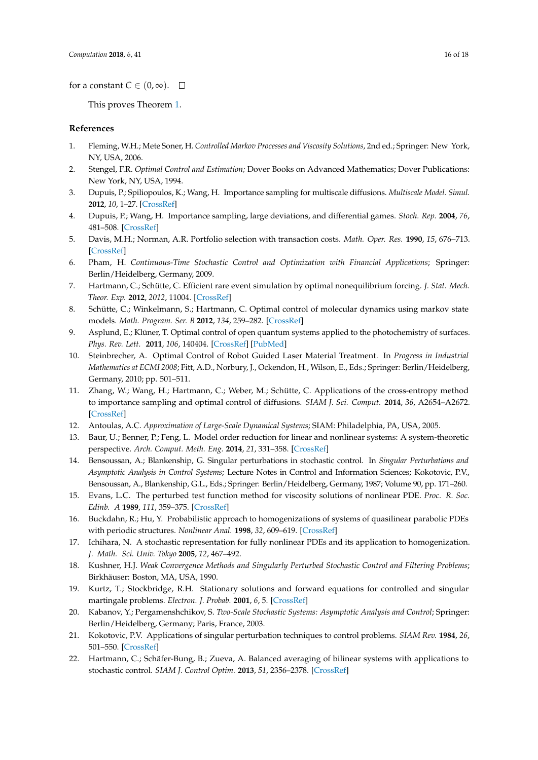for a constant $C \in (0, \infty)$. $\square$

This proves Theorem 1.

## References

1. Fleming, W.H.; Mete Soner, H. *Controlled Markov Processes and Viscosity Solutions*, 2nd ed.; Springer: New York, NY, USA, 2006.
2. Stengel, F.R. *Optimal Control and Estimation;* Dover Books on Advanced Mathematics; Dover Publications: New York, NY, USA, 1994.
3. Dupuis, P.; Spiliopoulos, K.; Wang, H. Importance sampling for multiscale diffusions. *Multiscale Model. Simul.* **2012**, *10*, 1–27. [CrossRef]
4. Dupuis, P.; Wang, H. Importance sampling, large deviations, and differential games. *Stoch. Rep.* **2004**, *76*, 481–508. [CrossRef]
5. Davis, M.H.; Norman, A.R. Portfolio selection with transaction costs. *Math. Oper. Res.* **1990**, *15*, 676–713. [CrossRef]
6. Pham, H. *Continuous-Time Stochastic Control and Optimization with Financial Applications*; Springer: Berlin/Heidelberg, Germany, 2009.
7. Hartmann, C.; Schütte, C. Efficient rare event simulation by optimal nonequilibrium forcing. *J. Stat. Mech. Theor. Exp.* **2012**, *2012*, 11004. [CrossRef]
8. Schütte, C.; Winkelmann, S.; Hartmann, C. Optimal control of molecular dynamics using markov state models. *Math. Program. Ser. B* **2012**, *134*, 259–282. [CrossRef]
9. Asplund, E.; Klüner, T. Optimal control of open quantum systems applied to the photochemistry of surfaces. *Phys. Rev. Lett.* **2011**, *106*, 140404. [CrossRef] [PubMed]
10. Steinbrecher, A. Optimal Control of Robot Guided Laser Material Treatment. In *Progress in Industrial Mathematics at ECMI 2008*; Fitt, A.D., Norbury, J., Ockendon, H., Wilson, E., Eds.; Springer: Berlin/Heidelberg, Germany, 2010; pp. 501–511.
11. Zhang, W.; Wang, H.; Hartmann, C.; Weber, M.; Schütte, C. Applications of the cross-entropy method to importance sampling and optimal control of diffusions. *SIAM J. Sci. Comput.* **2014**, *36*, A2654–A2672. [CrossRef]
12. Antoulas, A.C. *Approximation of Large-Scale Dynamical Systems*; SIAM: Philadelphia, PA, USA, 2005.
13. Baur, U.; Benner, P.; Feng, L. Model order reduction for linear and nonlinear systems: A system-theoretic perspective. *Arch. Comput. Meth. Eng.* **2014**, *21*, 331–358. [CrossRef]
14. Bensoussan, A.; Blankenship, G. Singular perturbations in stochastic control. In *Singular Perturbations and Asymptotic Analysis in Control Systems*; Lecture Notes in Control and Information Sciences; Kokotovic, P.V., Bensoussan, A., Blankenship, G.L., Eds.; Springer: Berlin/Heidelberg, Germany, 1987; Volume 90, pp. 171–260.
15. Evans, L.C. The perturbed test function method for viscosity solutions of nonlinear PDE. *Proc. R. Soc. Edinb. A* **1989**, *111*, 359–375. [CrossRef]
16. Buckdahn, R.; Hu, Y. Probabilistic approach to homogenizations of systems of quasilinear parabolic PDEs with periodic structures. *Nonlinear Anal.* **1998**, *32*, 609–619. [CrossRef]
17. Ichihara, N. A stochastic representation for fully nonlinear PDEs and its application to homogenization. *J. Math. Sci. Univ. Tokyo* **2005**, *12*, 467–492.
18. Kushner, H.J. *Weak Convergence Methods and Singularly Perturbed Stochastic Control and Filtering Problems*; Birkhäuser: Boston, MA, USA, 1990.
19. Kurtz, T.; Stockbridge, R.H. Stationary solutions and forward equations for controlled and singular martingale problems. *Electron. J. Probab.* **2001**, *6*, 5. [CrossRef]
20. Kabanov, Y.; Pergamenshchikov, S. *Two-Scale Stochastic Systems: Asymptotic Analysis and Control*; Springer: Berlin/Heidelberg, Germany; Paris, France, 2003.
21. Kokotovic, P.V. Applications of singular perturbation techniques to control problems. *SIAM Rev.* **1984**, *26*, 501–550. [CrossRef]
22. Hartmann, C.; Schäfer-Bung, B.; Zueva, A. Balanced averaging of bilinear systems with applications to stochastic control. *SIAM J. Control Optim.* **2013**, *51*, 2356–2378. [CrossRef]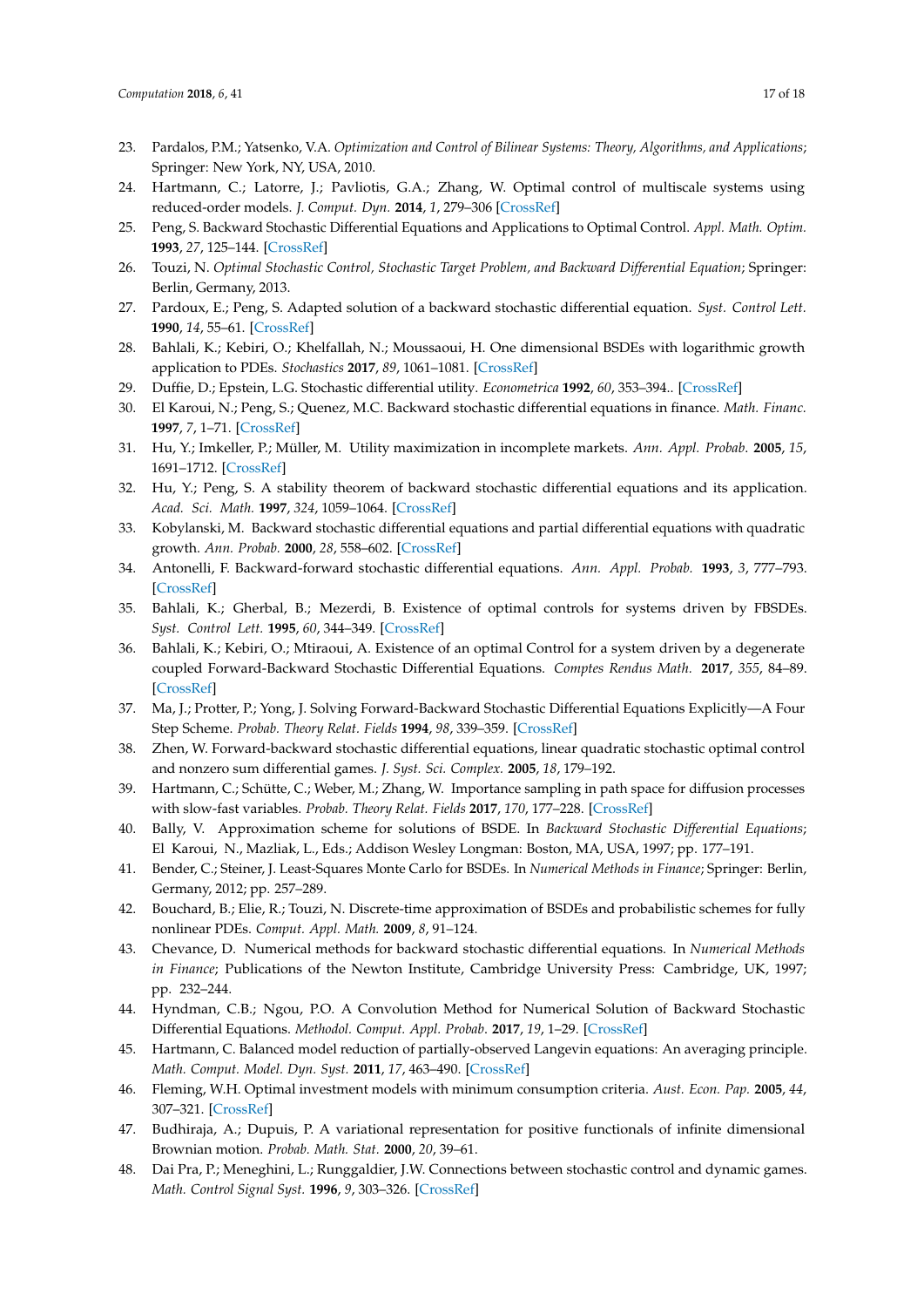23. Pardalos, P.M.; Yatsenko, V.A. *Optimization and Control of Bilinear Systems: Theory, Algorithms, and Applications*; Springer: New York, NY, USA, 2010.
24. Hartmann, C.; Latorre, J.; Pavliotis, G.A.; Zhang, W. Optimal control of multiscale systems using reduced-order models. *J. Comput. Dyn.* **2014**, *1*, 279–306 [CrossRef]
25. Peng, S. Backward Stochastic Differential Equations and Applications to Optimal Control. *Appl. Math. Optim.* **1993**, *27*, 125–144. [CrossRef]
26. Touzi, N. *Optimal Stochastic Control, Stochastic Target Problem, and Backward Differential Equation*; Springer: Berlin, Germany, 2013.
27. Pardoux, E.; Peng, S. Adapted solution of a backward stochastic differential equation. *Syst. Control Lett.* **1990**, *14*, 55–61. [CrossRef]
28. Bahlali, K.; Kebiri, O.; Khelfallah, N.; Moussaoui, H. One dimensional BSDEs with logarithmic growth application to PDEs. *Stochastics* **2017**, *89*, 1061–1081. [CrossRef]
29. Duffie, D.; Epstein, L.G. Stochastic differential utility. *Econometrica* **1992**, *60*, 353–394.. [CrossRef]
30. El Karoui, N.; Peng, S.; Quenez, M.C. Backward stochastic differential equations in finance. *Math. Financ.* **1997**, *7*, 1–71. [CrossRef]
31. Hu, Y.; Imkeller, P.; Müller, M. Utility maximization in incomplete markets. *Ann. Appl. Probab.* **2005**, *15*, 1691–1712. [CrossRef]
32. Hu, Y.; Peng, S. A stability theorem of backward stochastic differential equations and its application. *Acad. Sci. Math.* **1997**, *324*, 1059–1064. [CrossRef]
33. Kobylanski, M. Backward stochastic differential equations and partial differential equations with quadratic growth. *Ann. Probab.* **2000**, *28*, 558–602. [CrossRef]
34. Antonelli, F. Backward-forward stochastic differential equations. *Ann. Appl. Probab.* **1993**, *3*, 777–793. [CrossRef]
35. Bahlali, K.; Gherbal, B.; Mezerdi, B. Existence of optimal controls for systems driven by FBSDEs. *Syst. Control Lett.* **1995**, *60*, 344–349. [CrossRef]
36. Bahlali, K.; Kebiri, O.; Mtiraoui, A. Existence of an optimal Control for a system driven by a degenerate coupled Forward-Backward Stochastic Differential Equations. *Comptes Rendus Math.* **2017**, *355*, 84–89. [CrossRef]
37. Ma, J.; Protter, P.; Yong, J. Solving Forward-Backward Stochastic Differential Equations Explicitly—A Four Step Scheme. *Probab. Theory Relat. Fields* **1994**, *98*, 339–359. [CrossRef]
38. Zhen, W. Forward-backward stochastic differential equations, linear quadratic stochastic optimal control and nonzero sum differential games. *J. Syst. Sci. Complex.* **2005**, *18*, 179–192.
39. Hartmann, C.; Schütte, C.; Weber, M.; Zhang, W. Importance sampling in path space for diffusion processes with slow-fast variables. *Probab. Theory Relat. Fields* **2017**, *170*, 177–228. [CrossRef]
40. Bally, V. Approximation scheme for solutions of BSDE. In *Backward Stochastic Differential Equations*; El Karoui, N., Mazliak, L., Eds.; Addison Wesley Longman: Boston, MA, USA, 1997; pp. 177–191.
41. Bender, C.; Steiner, J. Least-Squares Monte Carlo for BSDEs. In *Numerical Methods in Finance*; Springer: Berlin, Germany, 2012; pp. 257–289.
42. Bouchard, B.; Elie, R.; Touzi, N. Discrete-time approximation of BSDEs and probabilistic schemes for fully nonlinear PDEs. *Comput. Appl. Math.* **2009**, *8*, 91–124.
43. Chevance, D. Numerical methods for backward stochastic differential equations. In *Numerical Methods in Finance*; Publications of the Newton Institute, Cambridge University Press: Cambridge, UK, 1997; pp. 232–244.
44. Hyndman, C.B.; Ngou, P.O. A Convolution Method for Numerical Solution of Backward Stochastic Differential Equations. *Methodol. Comput. Appl. Probab.* **2017**, *19*, 1–29. [CrossRef]
45. Hartmann, C. Balanced model reduction of partially-observed Langevin equations: An averaging principle. *Math. Comput. Model. Dyn. Syst.* **2011**, *17*, 463–490. [CrossRef]
46. Fleming, W.H. Optimal investment models with minimum consumption criteria. *Aust. Econ. Pap.* **2005**, *44*, 307–321. [CrossRef]
47. Budhiraja, A.; Dupuis, P. A variational representation for positive functionals of infinite dimensional Brownian motion. *Probab. Math. Stat.* **2000**, *20*, 39–61.
48. Dai Pra, P.; Meneghini, L.; Runggaldier, J.W. Connections between stochastic control and dynamic games. *Math. Control Signal Syst.* **1996**, *9*, 303–326. [CrossRef]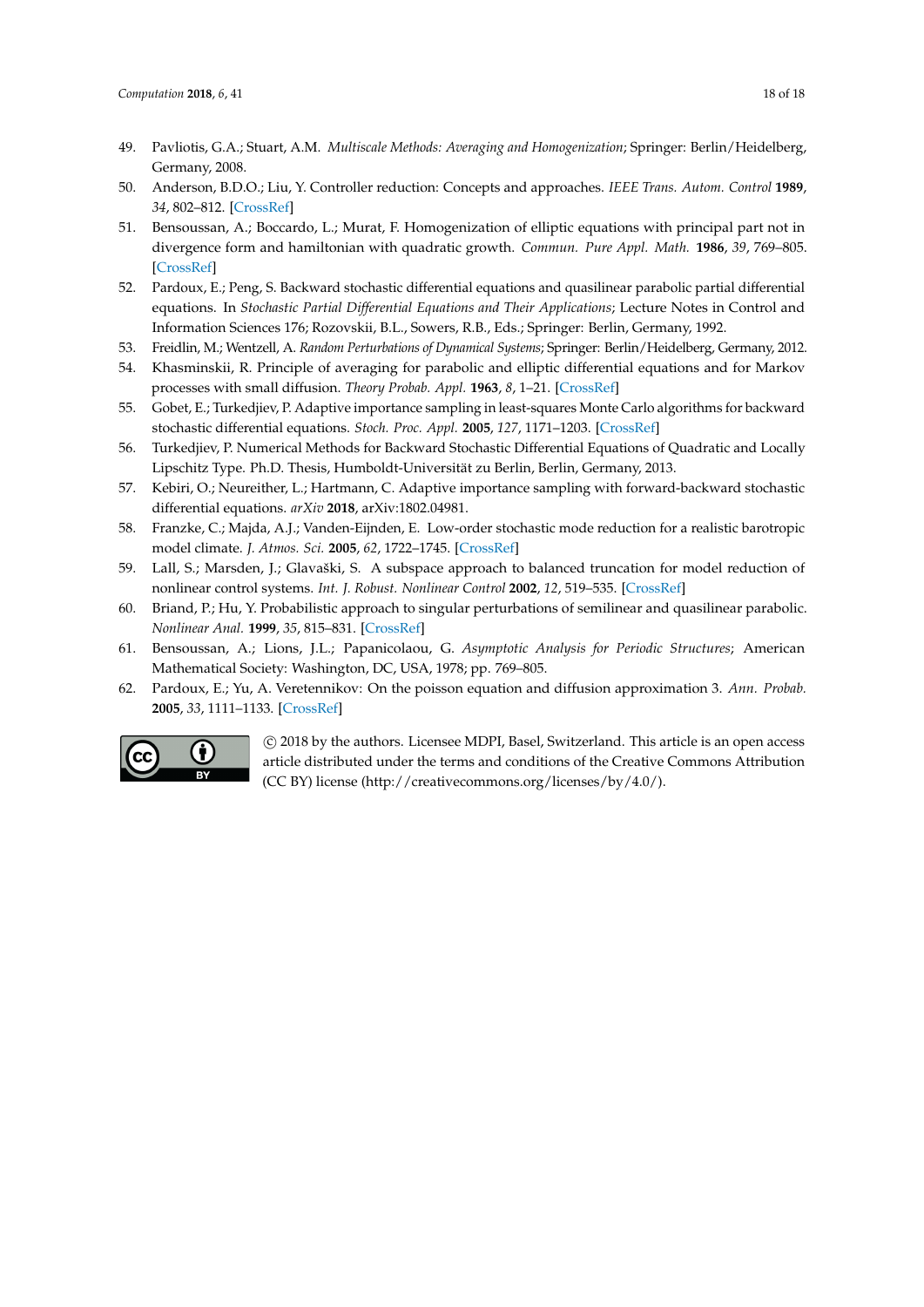49. Pavliotis, G.A.; Stuart, A.M. *Multiscale Methods: Averaging and Homogenization*; Springer: Berlin/Heidelberg, Germany, 2008.
50. Anderson, B.D.O.; Liu, Y. Controller reduction: Concepts and approaches. *IEEE Trans. Autom. Control* **1989**, *34*, 802–812. [CrossRef]
51. Bensoussan, A.; Boccardo, L.; Murat, F. Homogenization of elliptic equations with principal part not in divergence form and hamiltonian with quadratic growth. *Commun. Pure Appl. Math.* **1986**, *39*, 769–805. [CrossRef]
52. Pardoux, E.; Peng, S. Backward stochastic differential equations and quasilinear parabolic partial differential equations. In *Stochastic Partial Differential Equations and Their Applications*; Lecture Notes in Control and Information Sciences 176; Rozovskii, B.L., Sowers, R.B., Eds.; Springer: Berlin, Germany, 1992.
53. Freidlin, M.; Wentzell, A. *Random Perturbations of Dynamical Systems*; Springer: Berlin/Heidelberg, Germany, 2012.
54. Khasminskii, R. Principle of averaging for parabolic and elliptic differential equations and for Markov processes with small diffusion. *Theory Probab. Appl.* **1963**, *8*, 1–21. [CrossRef]
55. Gobet, E.; Turkedjiev, P. Adaptive importance sampling in least-squares Monte Carlo algorithms for backward stochastic differential equations. *Stoch. Proc. Appl.* **2005**, *127*, 1171–1203. [CrossRef]
56. Turkedjiev, P. Numerical Methods for Backward Stochastic Differential Equations of Quadratic and Locally Lipschitz Type. Ph.D. Thesis, Humboldt-Universität zu Berlin, Berlin, Germany, 2013.
57. Kebiri, O.; Neureither, L.; Hartmann, C. Adaptive importance sampling with forward-backward stochastic differential equations. *arXiv* **2018**, arXiv:1802.04981.
58. Franzke, C.; Majda, A.J.; Vanden-Eijnden, E. Low-order stochastic mode reduction for a realistic barotropic model climate. *J. Atmos. Sci.* **2005**, *62*, 1722–1745. [CrossRef]
59. Lall, S.; Marsden, J.; Glavaški, S. A subspace approach to balanced truncation for model reduction of nonlinear control systems. *Int. J. Robust. Nonlinear Control* **2002**, *12*, 519–535. [CrossRef]
60. Briand, P.; Hu, Y. Probabilistic approach to singular perturbations of semilinear and quasilinear parabolic. *Nonlinear Anal.* **1999**, *35*, 815–831. [CrossRef]
61. Bensoussan, A.; Lions, J.L.; Papanicolaou, G. *Asymptotic Analysis for Periodic Structures*; American Mathematical Society: Washington, DC, USA, 1978; pp. 769–805.
62. Pardoux, E.; Yu, A. Veretennikov: On the poisson equation and diffusion approximation 3. *Ann. Probab.* **2005**, *33*, 1111–1133. [CrossRef]

© 2018 by the authors. Licensee MDPI, Basel, Switzerland. This article is an open access article distributed under the terms and conditions of the Creative Commons Attribution (CC BY) license (http://creativecommons.org/licenses/by/4.0/).